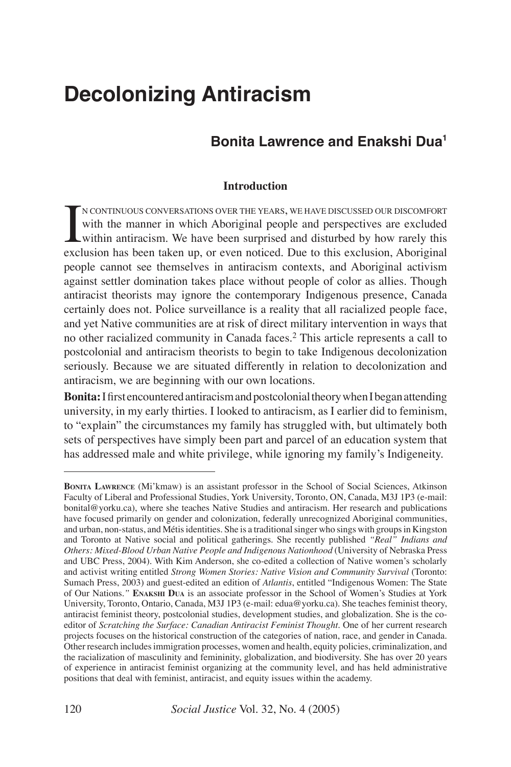# Decolonizing Antiracism

## Bonita Lawrence and Enakshi Dua[1]

### Introduction

In continuous conversations over the years, we have discussed our discomfort with the manner in which Aboriginal people and perspectives are excluded within antiracism. We have been surprised and disturbed by how rarely this exclusion has been taken up, or even noticed. Due to this exclusion, Aboriginal people cannot see themselves in antiracism contexts, and Aboriginal activism against settler domination takes place without people of color as allies. Though antiracist theorists may ignore the contemporary Indigenous presence, Canada certainly does not. Police surveillance is a reality that all racialized people face, and yet Native communities are at risk of direct military intervention in ways that no other racialized community in Canada faces.[2] This article represents a call to postcolonial and antiracism theorists to begin to take Indigenous decolonization seriously. Because we are situated differently in relation to decolonization and antiracism, we are beginning with our own locations.

**Bonita:** I first encountered antiracism and postcolonial theory when I began attending university, in my early thirties. I looked to antiracism, as I earlier did to feminism, to "explain" the circumstances my family has struggled with, but ultimately both sets of perspectives have simply been part and parcel of an education system that has addressed male and white privilege, while ignoring my family's Indigeneity.

---

**Bonita Lawrence** (Mi'kmaw) is an assistant professor in the School of Social Sciences, Atkinson Faculty of Liberal and Professional Studies, York University, Toronto, ON, Canada, M3J 1P3 (e-mail: bonital@yorku.ca), where she teaches Native Studies and antiracism. Her research and publications have focused primarily on gender and colonization, federally unrecognized Aboriginal communities, and urban, non-status, and Métis identities. She is a traditional singer who sings with groups in Kingston and Toronto at Native social and political gatherings. She recently published *"Real" Indians and Others: Mixed-Blood Urban Native People and Indigenous Nationhood* (University of Nebraska Press and UBC Press, 2004). With Kim Anderson, she co-edited a collection of Native women's scholarly and activist writing entitled *Strong Women Stories: Native Vision and Community Survival* (Toronto: Sumach Press, 2003) and guest-edited an edition of *Atlantis*, entitled "Indigenous Women: The State of Our Nations." **Enakshi Dua** is an associate professor in the School of Women's Studies at York University, Toronto, Ontario, Canada, M3J 1P3 (e-mail: edua@yorku.ca). She teaches feminist theory, antiracist feminist theory, postcolonial studies, development studies, and globalization. She is the co-editor of *Scratching the Surface: Canadian Antiracist Feminist Thought*. One of her current research projects focuses on the historical construction of the categories of nation, race, and gender in Canada. Other research includes immigration processes, women and health, equity policies, criminalization, and the racialization of masculinity and femininity, globalization, and biodiversity. She has over 20 years of experience in antiracist feminist organizing at the community level, and has held administrative positions that deal with feminist, antiracist, and equity issues within the academy.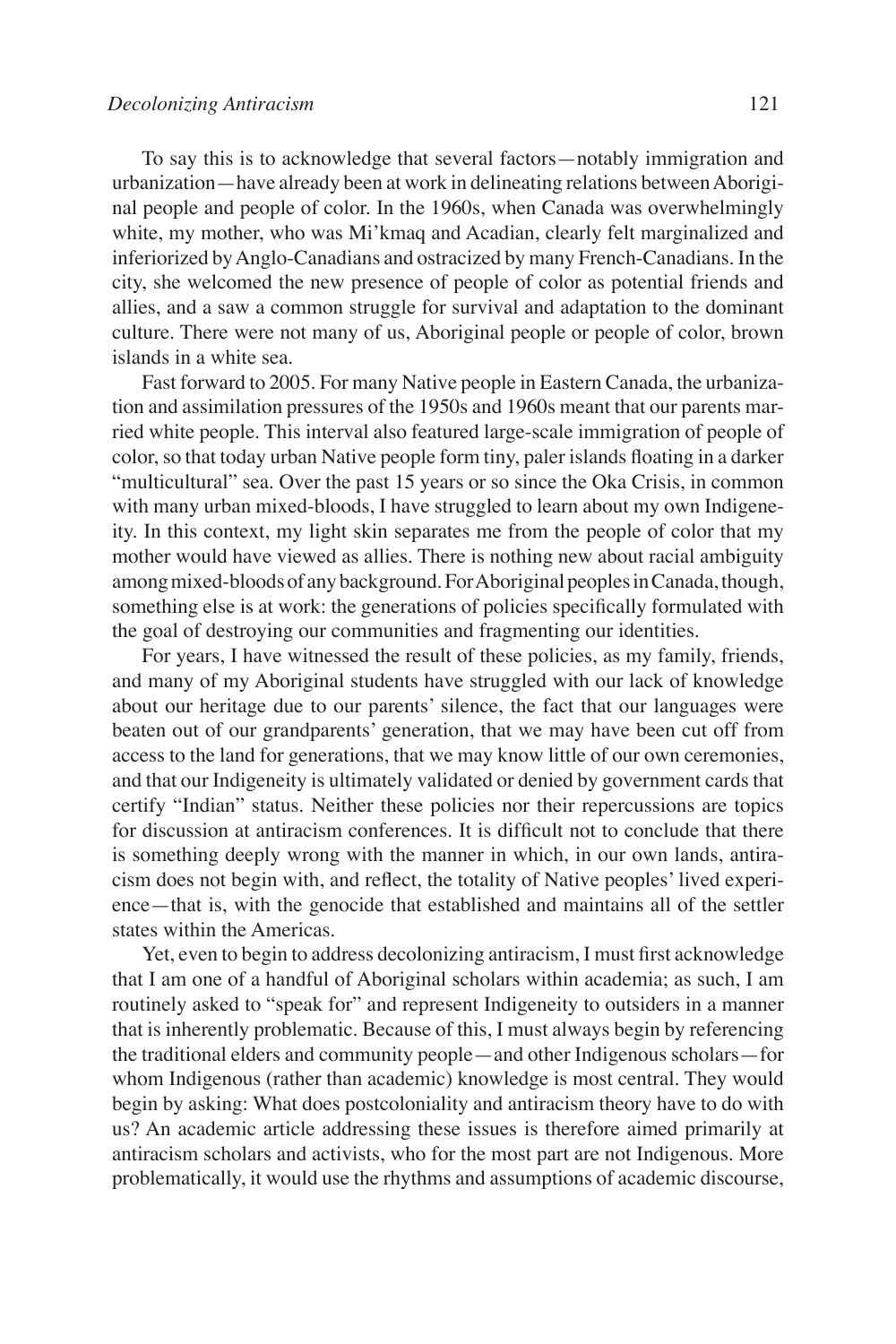To say this is to acknowledge that several factors—notably immigration and urbanization—have already been at work in delineating relations between Aboriginal people and people of color. In the 1960s, when Canada was overwhelmingly white, my mother, who was Mi'kmaq and Acadian, clearly felt marginalized and inferiorized by Anglo-Canadians and ostracized by many French-Canadians. In the city, she welcomed the new presence of people of color as potential friends and allies, and a saw a common struggle for survival and adaptation to the dominant culture. There were not many of us, Aboriginal people or people of color, brown islands in a white sea.

Fast forward to 2005. For many Native people in Eastern Canada, the urbanization and assimilation pressures of the 1950s and 1960s meant that our parents married white people. This interval also featured large-scale immigration of people of color, so that today urban Native people form tiny, paler islands floating in a darker "multicultural" sea. Over the past 15 years or so since the Oka Crisis, in common with many urban mixed-bloods, I have struggled to learn about my own Indigeneity. In this context, my light skin separates me from the people of color that my mother would have viewed as allies. There is nothing new about racial ambiguity among mixed-bloods of any background. For Aboriginal peoples in Canada, though, something else is at work: the generations of policies specifically formulated with the goal of destroying our communities and fragmenting our identities.

For years, I have witnessed the result of these policies, as my family, friends, and many of my Aboriginal students have struggled with our lack of knowledge about our heritage due to our parents' silence, the fact that our languages were beaten out of our grandparents' generation, that we may have been cut off from access to the land for generations, that we may know little of our own ceremonies, and that our Indigeneity is ultimately validated or denied by government cards that certify "Indian" status. Neither these policies nor their repercussions are topics for discussion at antiracism conferences. It is difficult not to conclude that there is something deeply wrong with the manner in which, in our own lands, antiracism does not begin with, and reflect, the totality of Native peoples' lived experience—that is, with the genocide that established and maintains all of the settler states within the Americas.

Yet, even to begin to address decolonizing antiracism, I must first acknowledge that I am one of a handful of Aboriginal scholars within academia; as such, I am routinely asked to "speak for" and represent Indigeneity to outsiders in a manner that is inherently problematic. Because of this, I must always begin by referencing the traditional elders and community people—and other Indigenous scholars—for whom Indigenous (rather than academic) knowledge is most central. They would begin by asking: What does postcoloniality and antiracism theory have to do with us? An academic article addressing these issues is therefore aimed primarily at antiracism scholars and activists, who for the most part are not Indigenous. More problematically, it would use the rhythms and assumptions of academic discourse,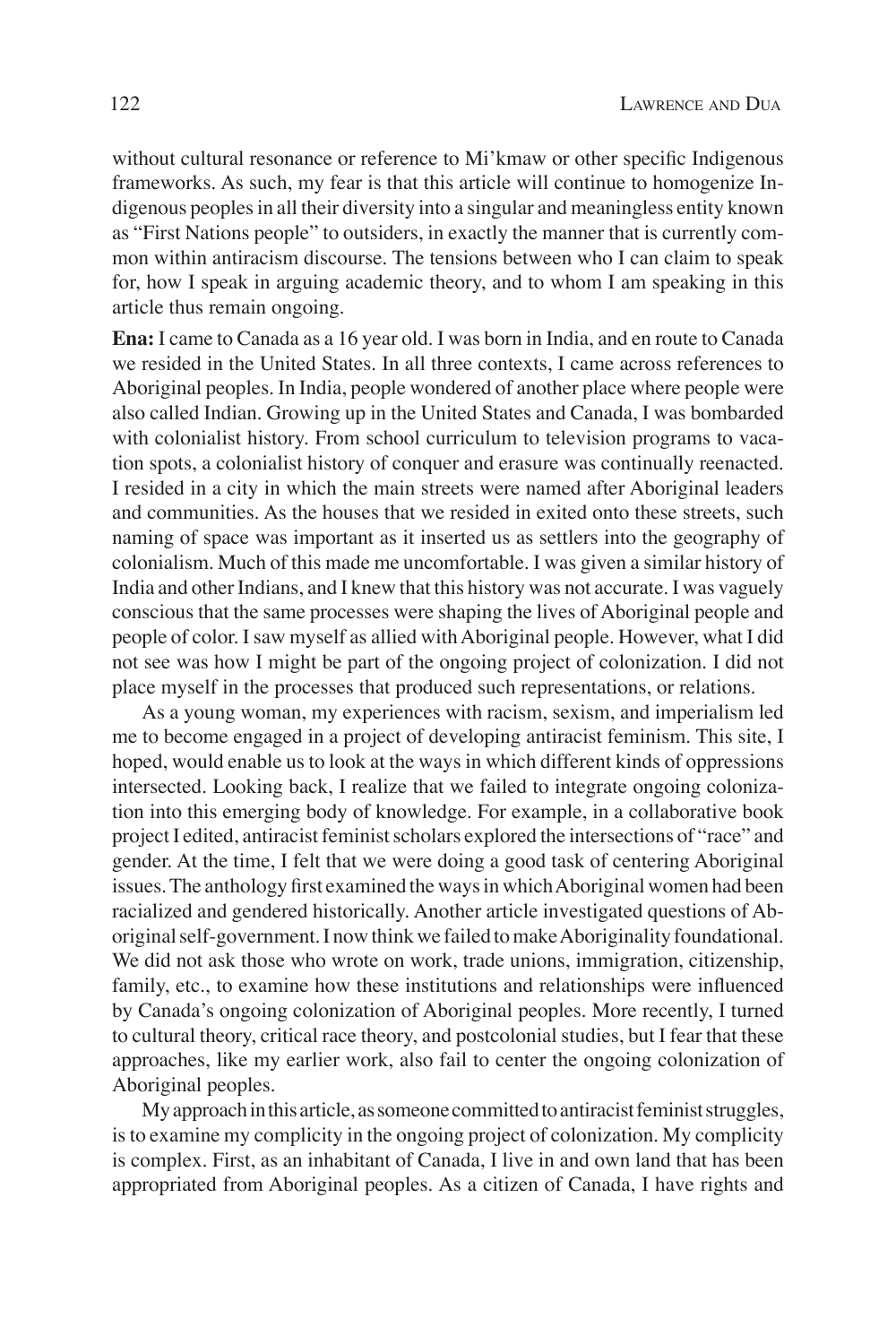without cultural resonance or reference to Mi'kmaw or other specific Indigenous frameworks. As such, my fear is that this article will continue to homogenize Indigenous peoples in all their diversity into a singular and meaningless entity known as "First Nations people" to outsiders, in exactly the manner that is currently common within antiracism discourse. The tensions between who I can claim to speak for, how I speak in arguing academic theory, and to whom I am speaking in this article thus remain ongoing.

**Ena:** I came to Canada as a 16 year old. I was born in India, and en route to Canada we resided in the United States. In all three contexts, I came across references to Aboriginal peoples. In India, people wondered of another place where people were also called Indian. Growing up in the United States and Canada, I was bombarded with colonialist history. From school curriculum to television programs to vacation spots, a colonialist history of conquer and erasure was continually reenacted. I resided in a city in which the main streets were named after Aboriginal leaders and communities. As the houses that we resided in exited onto these streets, such naming of space was important as it inserted us as settlers into the geography of colonialism. Much of this made me uncomfortable. I was given a similar history of India and other Indians, and I knew that this history was not accurate. I was vaguely conscious that the same processes were shaping the lives of Aboriginal people and people of color. I saw myself as allied with Aboriginal people. However, what I did not see was how I might be part of the ongoing project of colonization. I did not place myself in the processes that produced such representations, or relations.

As a young woman, my experiences with racism, sexism, and imperialism led me to become engaged in a project of developing antiracist feminism. This site, I hoped, would enable us to look at the ways in which different kinds of oppressions intersected. Looking back, I realize that we failed to integrate ongoing colonization into this emerging body of knowledge. For example, in a collaborative book project I edited, antiracist feminist scholars explored the intersections of "race" and gender. At the time, I felt that we were doing a good task of centering Aboriginal issues. The anthology first examined the ways in which Aboriginal women had been racialized and gendered historically. Another article investigated questions of Aboriginal self-government. I now think we failed to make Aboriginality foundational. We did not ask those who wrote on work, trade unions, immigration, citizenship, family, etc., to examine how these institutions and relationships were influenced by Canada's ongoing colonization of Aboriginal peoples. More recently, I turned to cultural theory, critical race theory, and postcolonial studies, but I fear that these approaches, like my earlier work, also fail to center the ongoing colonization of Aboriginal peoples.

My approach in this article, as someone committed to antiracist feminist struggles, is to examine my complicity in the ongoing project of colonization. My complicity is complex. First, as an inhabitant of Canada, I live in and own land that has been appropriated from Aboriginal peoples. As a citizen of Canada, I have rights and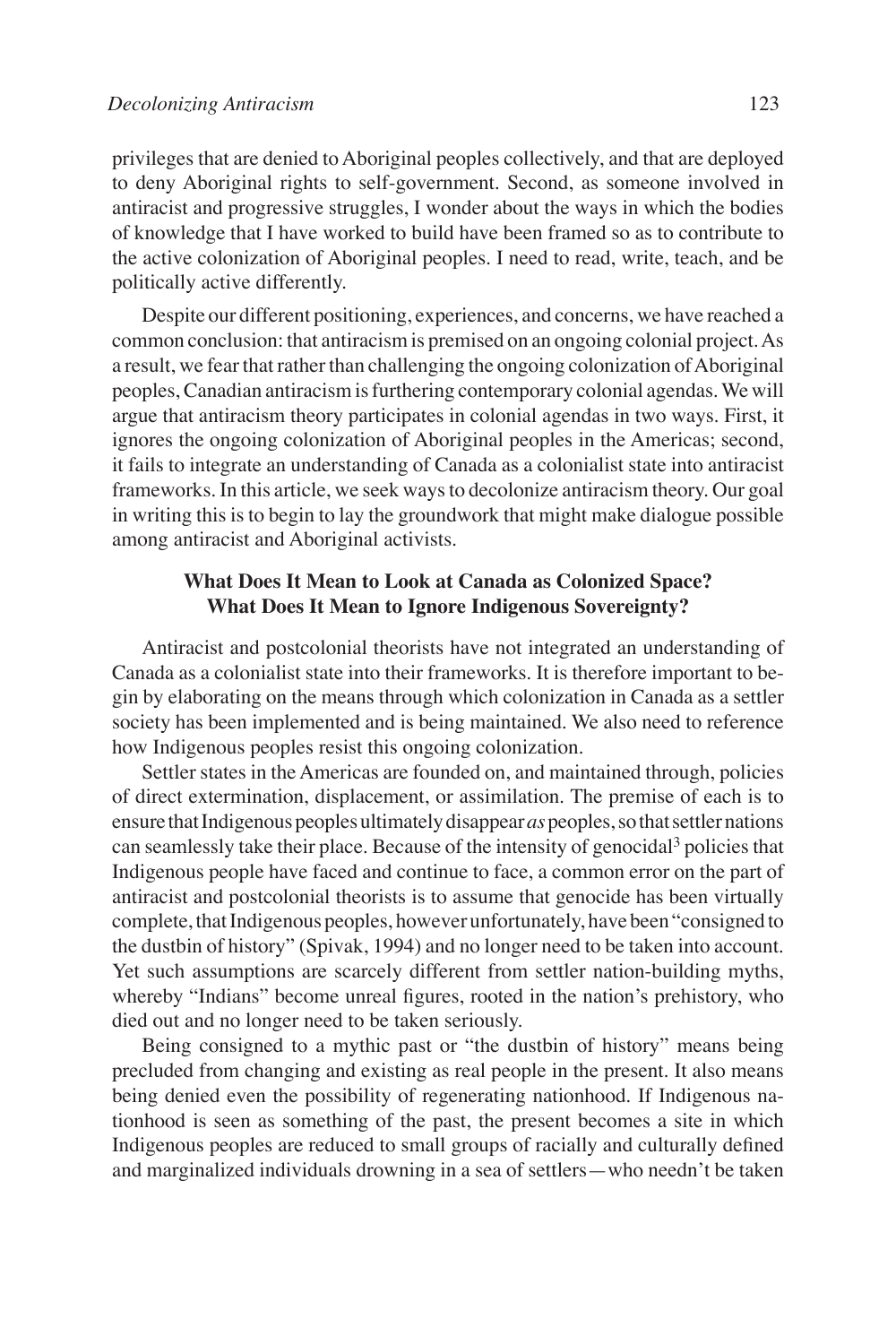privileges that are denied to Aboriginal peoples collectively, and that are deployed to deny Aboriginal rights to self-government. Second, as someone involved in antiracist and progressive struggles, I wonder about the ways in which the bodies of knowledge that I have worked to build have been framed so as to contribute to the active colonization of Aboriginal peoples. I need to read, write, teach, and be politically active differently.

Despite our different positioning, experiences, and concerns, we have reached a common conclusion: that antiracism is premised on an ongoing colonial project. As a result, we fear that rather than challenging the ongoing colonization of Aboriginal peoples, Canadian antiracism is furthering contemporary colonial agendas. We will argue that antiracism theory participates in colonial agendas in two ways. First, it ignores the ongoing colonization of Aboriginal peoples in the Americas; second, it fails to integrate an understanding of Canada as a colonialist state into antiracist frameworks. In this article, we seek ways to decolonize antiracism theory. Our goal in writing this is to begin to lay the groundwork that might make dialogue possible among antiracist and Aboriginal activists.

## What Does It Mean to Look at Canada as Colonized Space? What Does It Mean to Ignore Indigenous Sovereignty?

Antiracist and postcolonial theorists have not integrated an understanding of Canada as a colonialist state into their frameworks. It is therefore important to begin by elaborating on the means through which colonization in Canada as a settler society has been implemented and is being maintained. We also need to reference how Indigenous peoples resist this ongoing colonization.

Settler states in the Americas are founded on, and maintained through, policies of direct extermination, displacement, or assimilation. The premise of each is to ensure that Indigenous peoples ultimately disappear *as* peoples, so that settler nations can seamlessly take their place. Because of the intensity of genocidal[3] policies that Indigenous people have faced and continue to face, a common error on the part of antiracist and postcolonial theorists is to assume that genocide has been virtually complete, that Indigenous peoples, however unfortunately, have been "consigned to the dustbin of history" (Spivak, 1994) and no longer need to be taken into account. Yet such assumptions are scarcely different from settler nation-building myths, whereby "Indians" become unreal figures, rooted in the nation's prehistory, who died out and no longer need to be taken seriously.

Being consigned to a mythic past or "the dustbin of history" means being precluded from changing and existing as real people in the present. It also means being denied even the possibility of regenerating nationhood. If Indigenous nationhood is seen as something of the past, the present becomes a site in which Indigenous peoples are reduced to small groups of racially and culturally defined and marginalized individuals drowning in a sea of settlers—who needn't be taken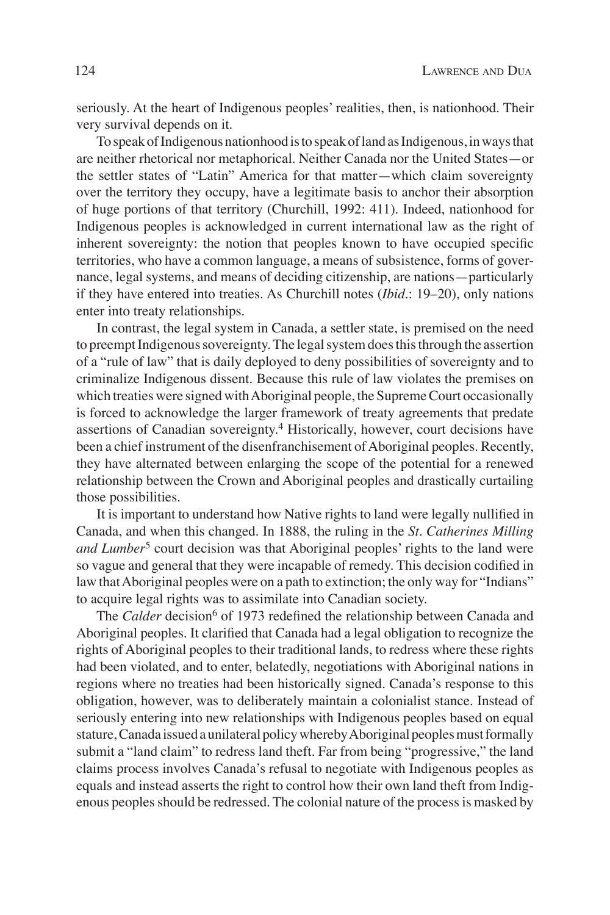seriously. At the heart of Indigenous peoples' realities, then, is nationhood. Their very survival depends on it.

To speak of Indigenous nationhood is to speak of land as Indigenous, in ways that are neither rhetorical nor metaphorical. Neither Canada nor the United States—or the settler states of "Latin" America for that matter—which claim sovereignty over the territory they occupy, have a legitimate basis to anchor their absorption of huge portions of that territory (Churchill, 1992: 411). Indeed, nationhood for Indigenous peoples is acknowledged in current international law as the right of inherent sovereignty: the notion that peoples known to have occupied specific territories, who have a common language, a means of subsistence, forms of governance, legal systems, and means of deciding citizenship, are nations—particularly if they have entered into treaties. As Churchill notes (*Ibid*.: 19–20), only nations enter into treaty relationships.

In contrast, the legal system in Canada, a settler state, is premised on the need to preempt Indigenous sovereignty. The legal system does this through the assertion of a "rule of law" that is daily deployed to deny possibilities of sovereignty and to criminalize Indigenous dissent. Because this rule of law violates the premises on which treaties were signed with Aboriginal people, the Supreme Court occasionally is forced to acknowledge the larger framework of treaty agreements that predate assertions of Canadian sovereignty.[4] Historically, however, court decisions have been a chief instrument of the disenfranchisement of Aboriginal peoples. Recently, they have alternated between enlarging the scope of the potential for a renewed relationship between the Crown and Aboriginal peoples and drastically curtailing those possibilities.

It is important to understand how Native rights to land were legally nullified in Canada, and when this changed. In 1888, the ruling in the *St. Catherines Milling and Lumber*[5] court decision was that Aboriginal peoples' rights to the land were so vague and general that they were incapable of remedy. This decision codified in law that Aboriginal peoples were on a path to extinction; the only way for "Indians" to acquire legal rights was to assimilate into Canadian society.

The *Calder* decision[6] of 1973 redefined the relationship between Canada and Aboriginal peoples. It clarified that Canada had a legal obligation to recognize the rights of Aboriginal peoples to their traditional lands, to redress where these rights had been violated, and to enter, belatedly, negotiations with Aboriginal nations in regions where no treaties had been historically signed. Canada's response to this obligation, however, was to deliberately maintain a colonialist stance. Instead of seriously entering into new relationships with Indigenous peoples based on equal stature, Canada issued a unilateral policy whereby Aboriginal peoples must formally submit a "land claim" to redress land theft. Far from being "progressive," the land claims process involves Canada's refusal to negotiate with Indigenous peoples as equals and instead asserts the right to control how their own land theft from Indigenous peoples should be redressed. The colonial nature of the process is masked by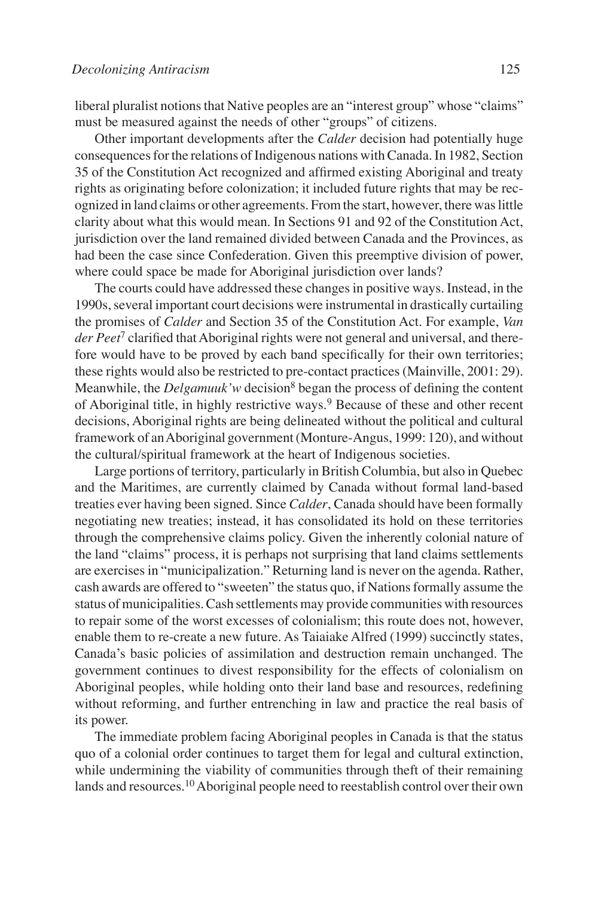liberal pluralist notions that Native peoples are an "interest group" whose "claims" must be measured against the needs of other "groups" of citizens.

Other important developments after the *Calder* decision had potentially huge consequences for the relations of Indigenous nations with Canada. In 1982, Section 35 of the Constitution Act recognized and affirmed existing Aboriginal and treaty rights as originating before colonization; it included future rights that may be recognized in land claims or other agreements. From the start, however, there was little clarity about what this would mean. In Sections 91 and 92 of the Constitution Act, jurisdiction over the land remained divided between Canada and the Provinces, as had been the case since Confederation. Given this preemptive division of power, where could space be made for Aboriginal jurisdiction over lands?

The courts could have addressed these changes in positive ways. Instead, in the 1990s, several important court decisions were instrumental in drastically curtailing the promises of *Calder* and Section 35 of the Constitution Act. For example, *Van der Peet*[7] clarified that Aboriginal rights were not general and universal, and therefore would have to be proved by each band specifically for their own territories; these rights would also be restricted to pre-contact practices (Mainville, 2001: 29). Meanwhile, the *Delgamuuk'w* decision[8] began the process of defining the content of Aboriginal title, in highly restrictive ways.[9] Because of these and other recent decisions, Aboriginal rights are being delineated without the political and cultural framework of an Aboriginal government (Monture-Angus, 1999: 120), and without the cultural/spiritual framework at the heart of Indigenous societies.

Large portions of territory, particularly in British Columbia, but also in Quebec and the Maritimes, are currently claimed by Canada without formal land-based treaties ever having been signed. Since *Calder*, Canada should have been formally negotiating new treaties; instead, it has consolidated its hold on these territories through the comprehensive claims policy. Given the inherently colonial nature of the land "claims" process, it is perhaps not surprising that land claims settlements are exercises in "municipalization." Returning land is never on the agenda. Rather, cash awards are offered to "sweeten" the status quo, if Nations formally assume the status of municipalities. Cash settlements may provide communities with resources to repair some of the worst excesses of colonialism; this route does not, however, enable them to re-create a new future. As Taiaiake Alfred (1999) succinctly states, Canada's basic policies of assimilation and destruction remain unchanged. The government continues to divest responsibility for the effects of colonialism on Aboriginal peoples, while holding onto their land base and resources, redefining without reforming, and further entrenching in law and practice the real basis of its power.

The immediate problem facing Aboriginal peoples in Canada is that the status quo of a colonial order continues to target them for legal and cultural extinction, while undermining the viability of communities through theft of their remaining lands and resources.[10] Aboriginal people need to reestablish control over their own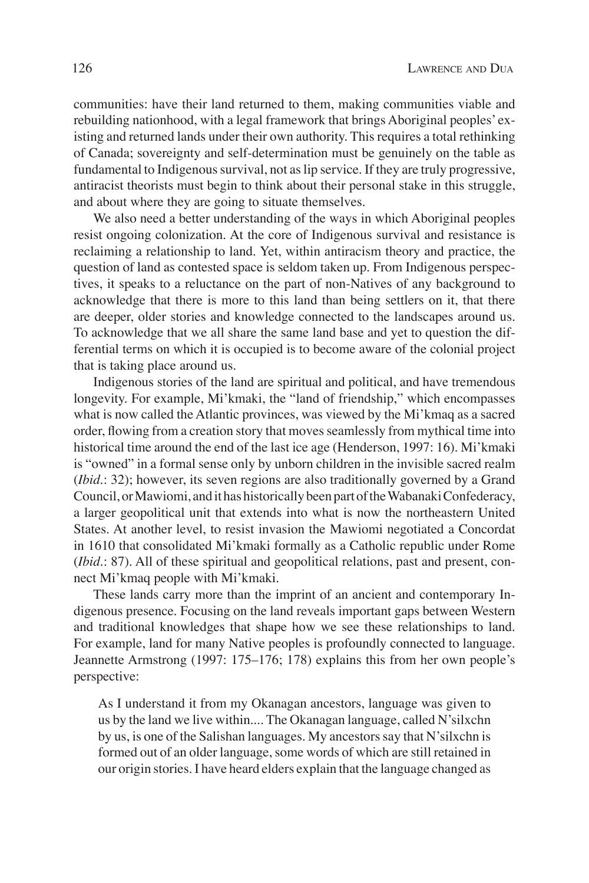communities: have their land returned to them, making communities viable and rebuilding nationhood, with a legal framework that brings Aboriginal peoples' existing and returned lands under their own authority. This requires a total rethinking of Canada; sovereignty and self-determination must be genuinely on the table as fundamental to Indigenous survival, not as lip service. If they are truly progressive, antiracist theorists must begin to think about their personal stake in this struggle, and about where they are going to situate themselves.

We also need a better understanding of the ways in which Aboriginal peoples resist ongoing colonization. At the core of Indigenous survival and resistance is reclaiming a relationship to land. Yet, within antiracism theory and practice, the question of land as contested space is seldom taken up. From Indigenous perspectives, it speaks to a reluctance on the part of non-Natives of any background to acknowledge that there is more to this land than being settlers on it, that there are deeper, older stories and knowledge connected to the landscapes around us. To acknowledge that we all share the same land base and yet to question the differential terms on which it is occupied is to become aware of the colonial project that is taking place around us.

Indigenous stories of the land are spiritual and political, and have tremendous longevity. For example, Mi'kmaki, the "land of friendship," which encompasses what is now called the Atlantic provinces, was viewed by the Mi'kmaq as a sacred order, flowing from a creation story that moves seamlessly from mythical time into historical time around the end of the last ice age (Henderson, 1997: 16). Mi'kmaki is "owned" in a formal sense only by unborn children in the invisible sacred realm (*Ibid*.: 32); however, its seven regions are also traditionally governed by a Grand Council, or Mawiomi, and it has historically been part of the Wabanaki Confederacy, a larger geopolitical unit that extends into what is now the northeastern United States. At another level, to resist invasion the Mawiomi negotiated a Concordat in 1610 that consolidated Mi'kmaki formally as a Catholic republic under Rome (*Ibid*.: 87). All of these spiritual and geopolitical relations, past and present, connect Mi'kmaq people with Mi'kmaki.

These lands carry more than the imprint of an ancient and contemporary Indigenous presence. Focusing on the land reveals important gaps between Western and traditional knowledges that shape how we see these relationships to land. For example, land for many Native peoples is profoundly connected to language. Jeannette Armstrong (1997: 175–176; 178) explains this from her own people's perspective:

> As I understand it from my Okanagan ancestors, language was given to us by the land we live within.... The Okanagan language, called N'silxchn by us, is one of the Salishan languages. My ancestors say that N'silxchn is formed out of an older language, some words of which are still retained in our origin stories. I have heard elders explain that the language changed as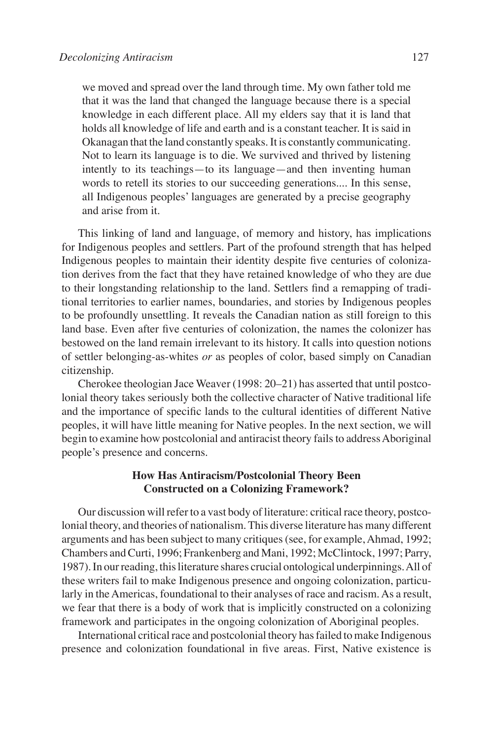> we moved and spread over the land through time. My own father told me that it was the land that changed the language because there is a special knowledge in each different place. All my elders say that it is land that holds all knowledge of life and earth and is a constant teacher. It is said in Okanagan that the land constantly speaks. It is constantly communicating. Not to learn its language is to die. We survived and thrived by listening intently to its teachings—to its language—and then inventing human words to retell its stories to our succeeding generations.... In this sense, all Indigenous peoples' languages are generated by a precise geography and arise from it.

This linking of land and language, of memory and history, has implications for Indigenous peoples and settlers. Part of the profound strength that has helped Indigenous peoples to maintain their identity despite five centuries of colonization derives from the fact that they have retained knowledge of who they are due to their longstanding relationship to the land. Settlers find a remapping of traditional territories to earlier names, boundaries, and stories by Indigenous peoples to be profoundly unsettling. It reveals the Canadian nation as still foreign to this land base. Even after five centuries of colonization, the names the colonizer has bestowed on the land remain irrelevant to its history. It calls into question notions of settler belonging-as-whites *or* as peoples of color, based simply on Canadian citizenship.

Cherokee theologian Jace Weaver (1998: 20–21) has asserted that until postcolonial theory takes seriously both the collective character of Native traditional life and the importance of specific lands to the cultural identities of different Native peoples, it will have little meaning for Native peoples. In the next section, we will begin to examine how postcolonial and antiracist theory fails to address Aboriginal people's presence and concerns.

## How Has Antiracism/Postcolonial Theory Been Constructed on a Colonizing Framework?

Our discussion will refer to a vast body of literature: critical race theory, postcolonial theory, and theories of nationalism. This diverse literature has many different arguments and has been subject to many critiques (see, for example, Ahmad, 1992; Chambers and Curti, 1996; Frankenberg and Mani, 1992; McClintock, 1997; Parry, 1987). In our reading, this literature shares crucial ontological underpinnings. All of these writers fail to make Indigenous presence and ongoing colonization, particularly in the Americas, foundational to their analyses of race and racism. As a result, we fear that there is a body of work that is implicitly constructed on a colonizing framework and participates in the ongoing colonization of Aboriginal peoples.

International critical race and postcolonial theory has failed to make Indigenous presence and colonization foundational in five areas. First, Native existence is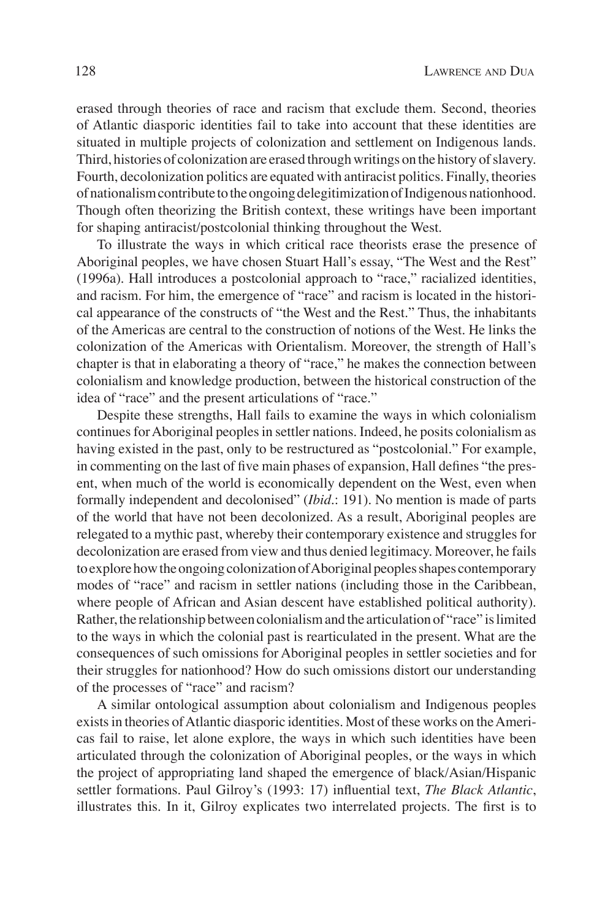erased through theories of race and racism that exclude them. Second, theories of Atlantic diasporic identities fail to take into account that these identities are situated in multiple projects of colonization and settlement on Indigenous lands. Third, histories of colonization are erased through writings on the history of slavery. Fourth, decolonization politics are equated with antiracist politics. Finally, theories of nationalism contribute to the ongoing delegitimization of Indigenous nationhood. Though often theorizing the British context, these writings have been important for shaping antiracist/postcolonial thinking throughout the West.

To illustrate the ways in which critical race theorists erase the presence of Aboriginal peoples, we have chosen Stuart Hall's essay, "The West and the Rest" (1996a). Hall introduces a postcolonial approach to "race," racialized identities, and racism. For him, the emergence of "race" and racism is located in the historical appearance of the constructs of "the West and the Rest." Thus, the inhabitants of the Americas are central to the construction of notions of the West. He links the colonization of the Americas with Orientalism. Moreover, the strength of Hall's chapter is that in elaborating a theory of "race," he makes the connection between colonialism and knowledge production, between the historical construction of the idea of "race" and the present articulations of "race."

Despite these strengths, Hall fails to examine the ways in which colonialism continues for Aboriginal peoples in settler nations. Indeed, he posits colonialism as having existed in the past, only to be restructured as "postcolonial." For example, in commenting on the last of five main phases of expansion, Hall defines "the present, when much of the world is economically dependent on the West, even when formally independent and decolonised" (*Ibid*.: 191). No mention is made of parts of the world that have not been decolonized. As a result, Aboriginal peoples are relegated to a mythic past, whereby their contemporary existence and struggles for decolonization are erased from view and thus denied legitimacy. Moreover, he fails to explore how the ongoing colonization of Aboriginal peoples shapes contemporary modes of "race" and racism in settler nations (including those in the Caribbean, where people of African and Asian descent have established political authority). Rather, the relationship between colonialism and the articulation of "race" is limited to the ways in which the colonial past is rearticulated in the present. What are the consequences of such omissions for Aboriginal peoples in settler societies and for their struggles for nationhood? How do such omissions distort our understanding of the processes of "race" and racism?

A similar ontological assumption about colonialism and Indigenous peoples exists in theories of Atlantic diasporic identities. Most of these works on the Americas fail to raise, let alone explore, the ways in which such identities have been articulated through the colonization of Aboriginal peoples, or the ways in which the project of appropriating land shaped the emergence of black/Asian/Hispanic settler formations. Paul Gilroy's (1993: 17) influential text, *The Black Atlantic*, illustrates this. In it, Gilroy explicates two interrelated projects. The first is to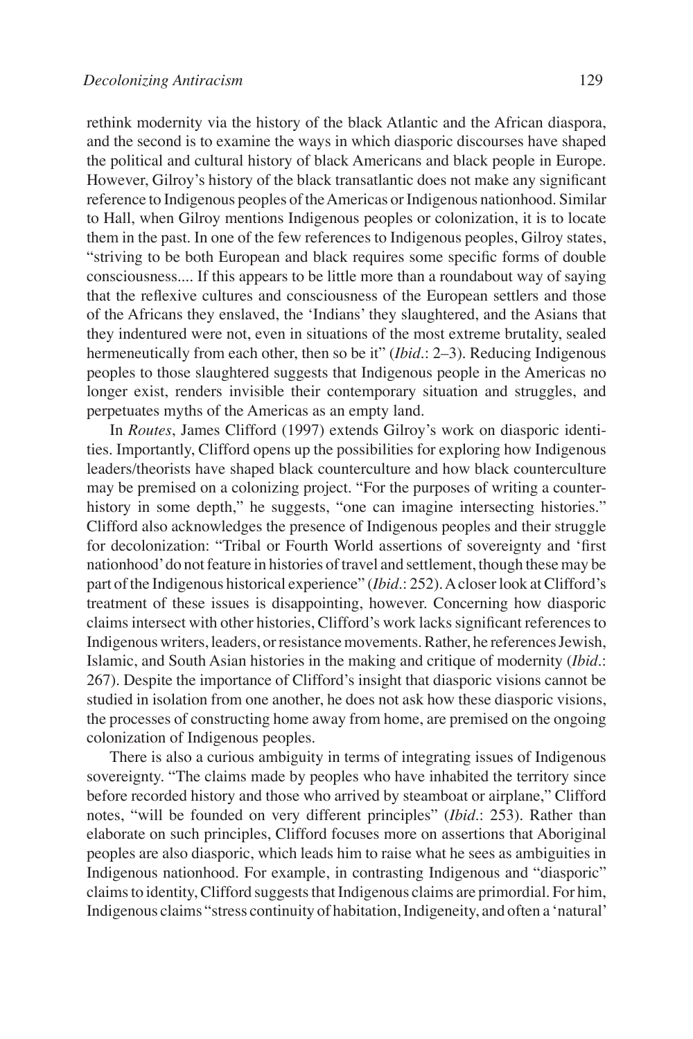rethink modernity via the history of the black Atlantic and the African diaspora, and the second is to examine the ways in which diasporic discourses have shaped the political and cultural history of black Americans and black people in Europe. However, Gilroy's history of the black transatlantic does not make any significant reference to Indigenous peoples of the Americas or Indigenous nationhood. Similar to Hall, when Gilroy mentions Indigenous peoples or colonization, it is to locate them in the past. In one of the few references to Indigenous peoples, Gilroy states, "striving to be both European and black requires some specific forms of double consciousness.... If this appears to be little more than a roundabout way of saying that the reflexive cultures and consciousness of the European settlers and those of the Africans they enslaved, the 'Indians' they slaughtered, and the Asians that they indentured were not, even in situations of the most extreme brutality, sealed hermeneutically from each other, then so be it" (*Ibid*.: 2–3). Reducing Indigenous peoples to those slaughtered suggests that Indigenous people in the Americas no longer exist, renders invisible their contemporary situation and struggles, and perpetuates myths of the Americas as an empty land.

In *Routes*, James Clifford (1997) extends Gilroy's work on diasporic identities. Importantly, Clifford opens up the possibilities for exploring how Indigenous leaders/theorists have shaped black counterculture and how black counterculture may be premised on a colonizing project. "For the purposes of writing a counter-history in some depth," he suggests, "one can imagine intersecting histories." Clifford also acknowledges the presence of Indigenous peoples and their struggle for decolonization: "Tribal or Fourth World assertions of sovereignty and 'first nationhood' do not feature in histories of travel and settlement, though these may be part of the Indigenous historical experience" (*Ibid*.: 252). A closer look at Clifford's treatment of these issues is disappointing, however. Concerning how diasporic claims intersect with other histories, Clifford's work lacks significant references to Indigenous writers, leaders, or resistance movements. Rather, he references Jewish, Islamic, and South Asian histories in the making and critique of modernity (*Ibid*.: 267). Despite the importance of Clifford's insight that diasporic visions cannot be studied in isolation from one another, he does not ask how these diasporic visions, the processes of constructing home away from home, are premised on the ongoing colonization of Indigenous peoples.

There is also a curious ambiguity in terms of integrating issues of Indigenous sovereignty. "The claims made by peoples who have inhabited the territory since before recorded history and those who arrived by steamboat or airplane," Clifford notes, "will be founded on very different principles" (*Ibid*.: 253). Rather than elaborate on such principles, Clifford focuses more on assertions that Aboriginal peoples are also diasporic, which leads him to raise what he sees as ambiguities in Indigenous nationhood. For example, in contrasting Indigenous and "diasporic" claims to identity, Clifford suggests that Indigenous claims are primordial. For him, Indigenous claims "stress continuity of habitation, Indigeneity, and often a 'natural'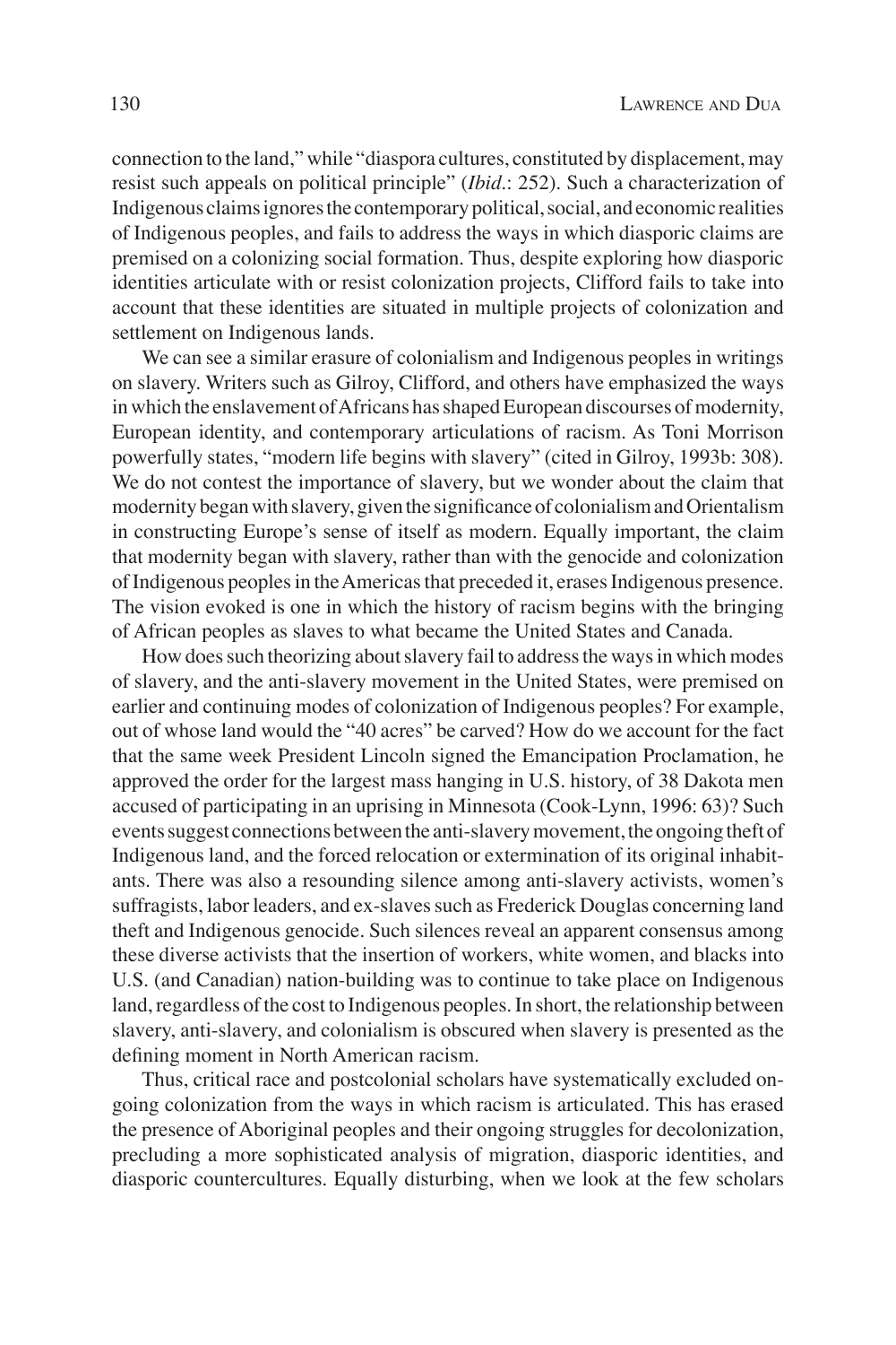connection to the land," while "diaspora cultures, constituted by displacement, may resist such appeals on political principle" (*Ibid*.: 252). Such a characterization of Indigenous claims ignores the contemporary political, social, and economic realities of Indigenous peoples, and fails to address the ways in which diasporic claims are premised on a colonizing social formation. Thus, despite exploring how diasporic identities articulate with or resist colonization projects, Clifford fails to take into account that these identities are situated in multiple projects of colonization and settlement on Indigenous lands.

We can see a similar erasure of colonialism and Indigenous peoples in writings on slavery. Writers such as Gilroy, Clifford, and others have emphasized the ways in which the enslavement of Africans has shaped European discourses of modernity, European identity, and contemporary articulations of racism. As Toni Morrison powerfully states, "modern life begins with slavery" (cited in Gilroy, 1993b: 308). We do not contest the importance of slavery, but we wonder about the claim that modernity began with slavery, given the significance of colonialism and Orientalism in constructing Europe's sense of itself as modern. Equally important, the claim that modernity began with slavery, rather than with the genocide and colonization of Indigenous peoples in the Americas that preceded it, erases Indigenous presence. The vision evoked is one in which the history of racism begins with the bringing of African peoples as slaves to what became the United States and Canada.

How does such theorizing about slavery fail to address the ways in which modes of slavery, and the anti-slavery movement in the United States, were premised on earlier and continuing modes of colonization of Indigenous peoples? For example, out of whose land would the "40 acres" be carved? How do we account for the fact that the same week President Lincoln signed the Emancipation Proclamation, he approved the order for the largest mass hanging in U.S. history, of 38 Dakota men accused of participating in an uprising in Minnesota (Cook-Lynn, 1996: 63)? Such events suggest connections between the anti-slavery movement, the ongoing theft of Indigenous land, and the forced relocation or extermination of its original inhabitants. There was also a resounding silence among anti-slavery activists, women's suffragists, labor leaders, and ex-slaves such as Frederick Douglas concerning land theft and Indigenous genocide. Such silences reveal an apparent consensus among these diverse activists that the insertion of workers, white women, and blacks into U.S. (and Canadian) nation-building was to continue to take place on Indigenous land, regardless of the cost to Indigenous peoples. In short, the relationship between slavery, anti-slavery, and colonialism is obscured when slavery is presented as the defining moment in North American racism.

Thus, critical race and postcolonial scholars have systematically excluded ongoing colonization from the ways in which racism is articulated. This has erased the presence of Aboriginal peoples and their ongoing struggles for decolonization, precluding a more sophisticated analysis of migration, diasporic identities, and diasporic countercultures. Equally disturbing, when we look at the few scholars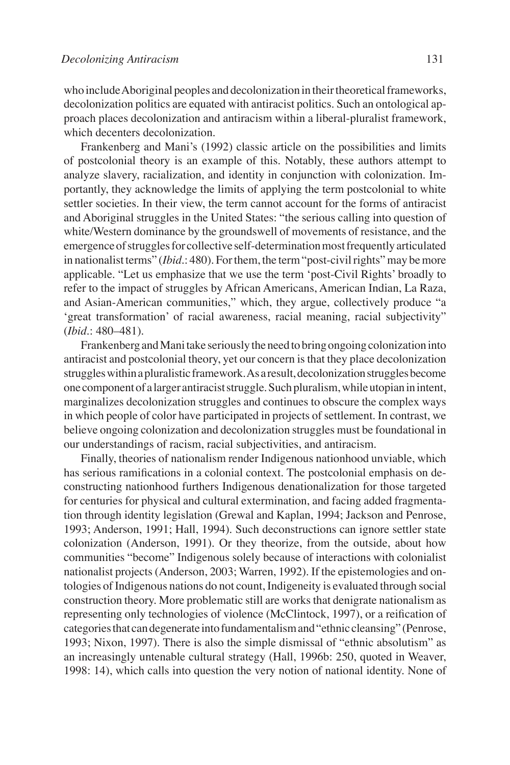who include Aboriginal peoples and decolonization in their theoretical frameworks, decolonization politics are equated with antiracist politics. Such an ontological approach places decolonization and antiracism within a liberal-pluralist framework, which decenters decolonization.

Frankenberg and Mani's (1992) classic article on the possibilities and limits of postcolonial theory is an example of this. Notably, these authors attempt to analyze slavery, racialization, and identity in conjunction with colonization. Importantly, they acknowledge the limits of applying the term postcolonial to white settler societies. In their view, the term cannot account for the forms of antiracist and Aboriginal struggles in the United States: "the serious calling into question of white/Western dominance by the groundswell of movements of resistance, and the emergence of struggles for collective self-determination most frequently articulated in nationalist terms" (*Ibid*.: 480). For them, the term "post-civil rights" may be more applicable. "Let us emphasize that we use the term 'post-Civil Rights' broadly to refer to the impact of struggles by African Americans, American Indian, La Raza, and Asian-American communities," which, they argue, collectively produce "a 'great transformation' of racial awareness, racial meaning, racial subjectivity" (*Ibid*.: 480–481).

Frankenberg and Mani take seriously the need to bring ongoing colonization into antiracist and postcolonial theory, yet our concern is that they place decolonization struggles within a pluralistic framework. As a result, decolonization struggles become one component of a larger antiracist struggle. Such pluralism, while utopian in intent, marginalizes decolonization struggles and continues to obscure the complex ways in which people of color have participated in projects of settlement. In contrast, we believe ongoing colonization and decolonization struggles must be foundational in our understandings of racism, racial subjectivities, and antiracism.

Finally, theories of nationalism render Indigenous nationhood unviable, which has serious ramifications in a colonial context. The postcolonial emphasis on deconstructing nationhood furthers Indigenous denationalization for those targeted for centuries for physical and cultural extermination, and facing added fragmentation through identity legislation (Grewal and Kaplan, 1994; Jackson and Penrose, 1993; Anderson, 1991; Hall, 1994). Such deconstructions can ignore settler state colonization (Anderson, 1991). Or they theorize, from the outside, about how communities "become" Indigenous solely because of interactions with colonialist nationalist projects (Anderson, 2003; Warren, 1992). If the epistemologies and ontologies of Indigenous nations do not count, Indigeneity is evaluated through social construction theory. More problematic still are works that denigrate nationalism as representing only technologies of violence (McClintock, 1997), or a reification of categories that can degenerate into fundamentalism and "ethnic cleansing" (Penrose, 1993; Nixon, 1997). There is also the simple dismissal of "ethnic absolutism" as an increasingly untenable cultural strategy (Hall, 1996b: 250, quoted in Weaver, 1998: 14), which calls into question the very notion of national identity. None of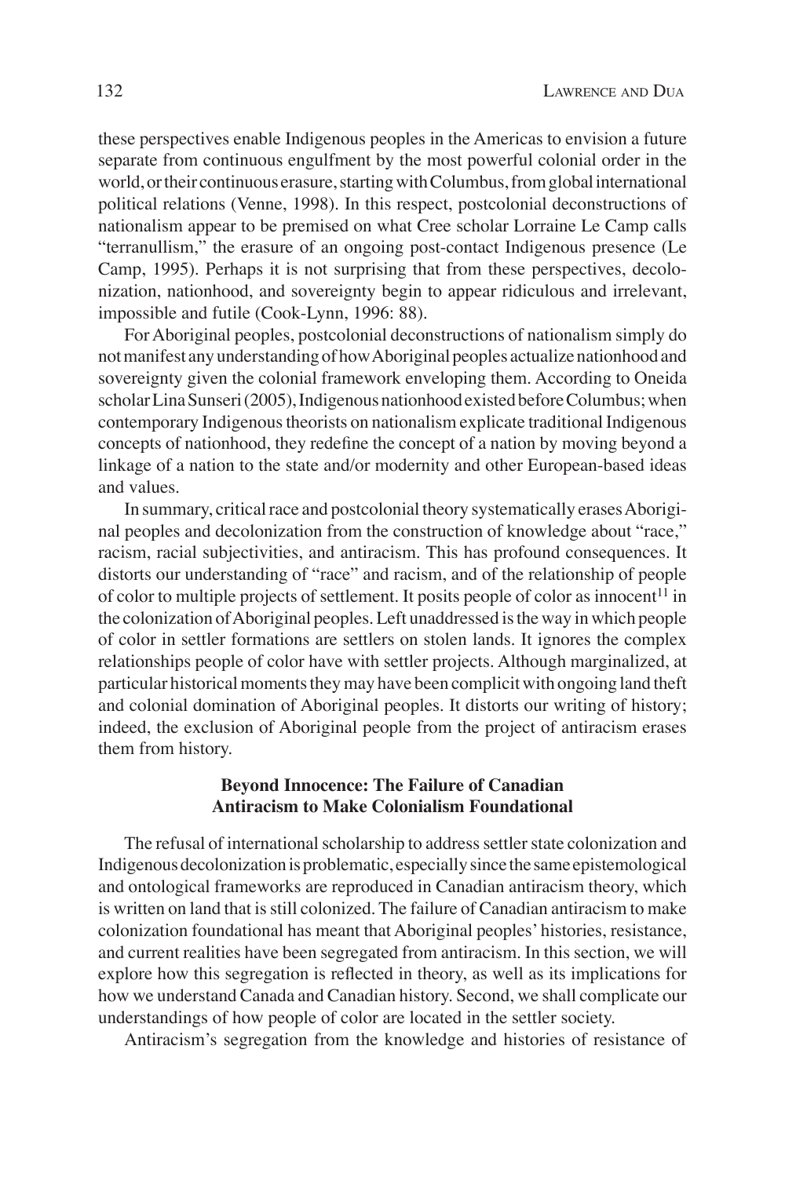these perspectives enable Indigenous peoples in the Americas to envision a future separate from continuous engulfment by the most powerful colonial order in the world, or their continuous erasure, starting with Columbus, from global international political relations (Venne, 1998). In this respect, postcolonial deconstructions of nationalism appear to be premised on what Cree scholar Lorraine Le Camp calls "terranullism," the erasure of an ongoing post-contact Indigenous presence (Le Camp, 1995). Perhaps it is not surprising that from these perspectives, decolonization, nationhood, and sovereignty begin to appear ridiculous and irrelevant, impossible and futile (Cook-Lynn, 1996: 88).

For Aboriginal peoples, postcolonial deconstructions of nationalism simply do not manifest any understanding of how Aboriginal peoples actualize nationhood and sovereignty given the colonial framework enveloping them. According to Oneida scholar Lina Sunseri (2005), Indigenous nationhood existed before Columbus; when contemporary Indigenous theorists on nationalism explicate traditional Indigenous concepts of nationhood, they redefine the concept of a nation by moving beyond a linkage of a nation to the state and/or modernity and other European-based ideas and values.

In summary, critical race and postcolonial theory systematically erases Aboriginal peoples and decolonization from the construction of knowledge about "race," racism, racial subjectivities, and antiracism. This has profound consequences. It distorts our understanding of "race" and racism, and of the relationship of people of color to multiple projects of settlement. It posits people of color as innocent[11] in the colonization of Aboriginal peoples. Left unaddressed is the way in which people of color in settler formations are settlers on stolen lands. It ignores the complex relationships people of color have with settler projects. Although marginalized, at particular historical moments they may have been complicit with ongoing land theft and colonial domination of Aboriginal peoples. It distorts our writing of history; indeed, the exclusion of Aboriginal people from the project of antiracism erases them from history.

## Beyond Innocence: The Failure of Canadian Antiracism to Make Colonialism Foundational

The refusal of international scholarship to address settler state colonization and Indigenous decolonization is problematic, especially since the same epistemological and ontological frameworks are reproduced in Canadian antiracism theory, which is written on land that is still colonized. The failure of Canadian antiracism to make colonization foundational has meant that Aboriginal peoples' histories, resistance, and current realities have been segregated from antiracism. In this section, we will explore how this segregation is reflected in theory, as well as its implications for how we understand Canada and Canadian history. Second, we shall complicate our understandings of how people of color are located in the settler society.

Antiracism's segregation from the knowledge and histories of resistance of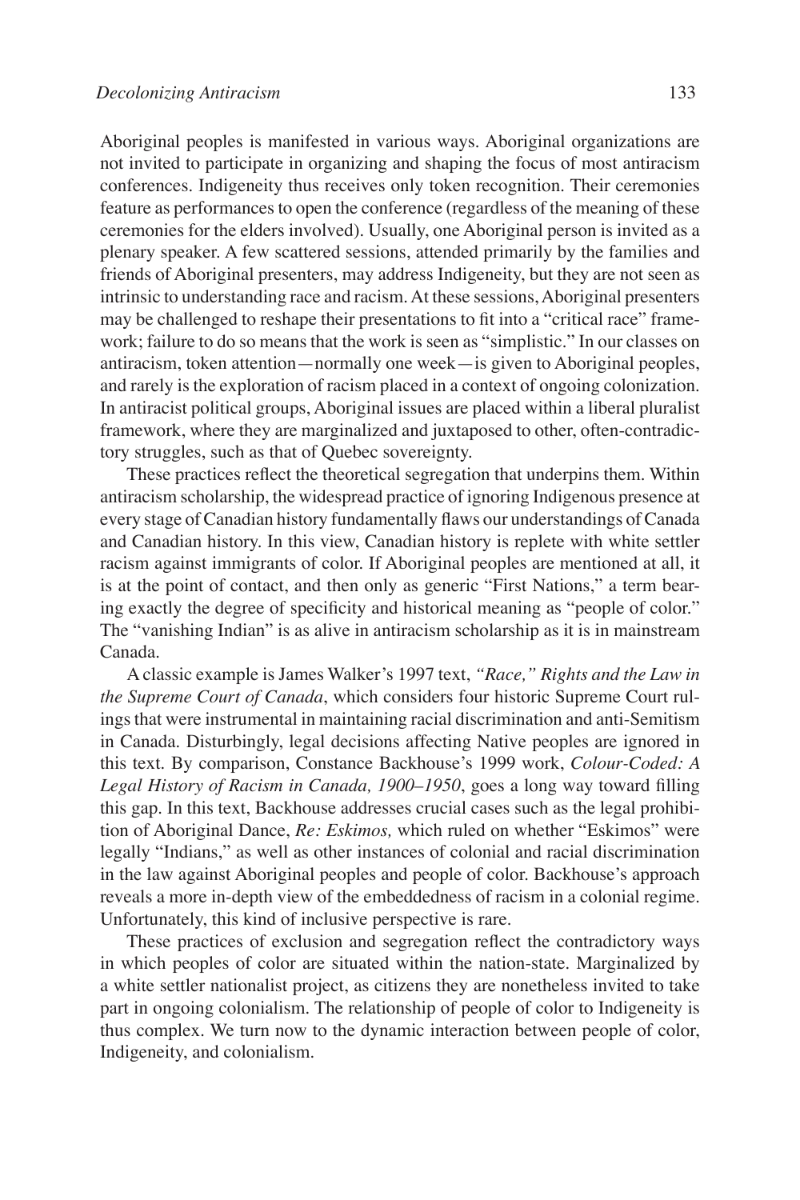Aboriginal peoples is manifested in various ways. Aboriginal organizations are not invited to participate in organizing and shaping the focus of most antiracism conferences. Indigeneity thus receives only token recognition. Their ceremonies feature as performances to open the conference (regardless of the meaning of these ceremonies for the elders involved). Usually, one Aboriginal person is invited as a plenary speaker. A few scattered sessions, attended primarily by the families and friends of Aboriginal presenters, may address Indigeneity, but they are not seen as intrinsic to understanding race and racism. At these sessions, Aboriginal presenters may be challenged to reshape their presentations to fit into a "critical race" framework; failure to do so means that the work is seen as "simplistic." In our classes on antiracism, token attention—normally one week—is given to Aboriginal peoples, and rarely is the exploration of racism placed in a context of ongoing colonization. In antiracist political groups, Aboriginal issues are placed within a liberal pluralist framework, where they are marginalized and juxtaposed to other, often-contradictory struggles, such as that of Quebec sovereignty.

These practices reflect the theoretical segregation that underpins them. Within antiracism scholarship, the widespread practice of ignoring Indigenous presence at every stage of Canadian history fundamentally flaws our understandings of Canada and Canadian history. In this view, Canadian history is replete with white settler racism against immigrants of color. If Aboriginal peoples are mentioned at all, it is at the point of contact, and then only as generic "First Nations," a term bearing exactly the degree of specificity and historical meaning as "people of color." The "vanishing Indian" is as alive in antiracism scholarship as it is in mainstream Canada.

A classic example is James Walker's 1997 text, *"Race," Rights and the Law in the Supreme Court of Canada*, which considers four historic Supreme Court rulings that were instrumental in maintaining racial discrimination and anti-Semitism in Canada. Disturbingly, legal decisions affecting Native peoples are ignored in this text. By comparison, Constance Backhouse's 1999 work, *Colour-Coded: A Legal History of Racism in Canada, 1900–1950*, goes a long way toward filling this gap. In this text, Backhouse addresses crucial cases such as the legal prohibition of Aboriginal Dance, *Re: Eskimos,* which ruled on whether "Eskimos" were legally "Indians," as well as other instances of colonial and racial discrimination in the law against Aboriginal peoples and people of color. Backhouse's approach reveals a more in-depth view of the embeddedness of racism in a colonial regime. Unfortunately, this kind of inclusive perspective is rare.

These practices of exclusion and segregation reflect the contradictory ways in which peoples of color are situated within the nation-state. Marginalized by a white settler nationalist project, as citizens they are nonetheless invited to take part in ongoing colonialism. The relationship of people of color to Indigeneity is thus complex. We turn now to the dynamic interaction between people of color, Indigeneity, and colonialism.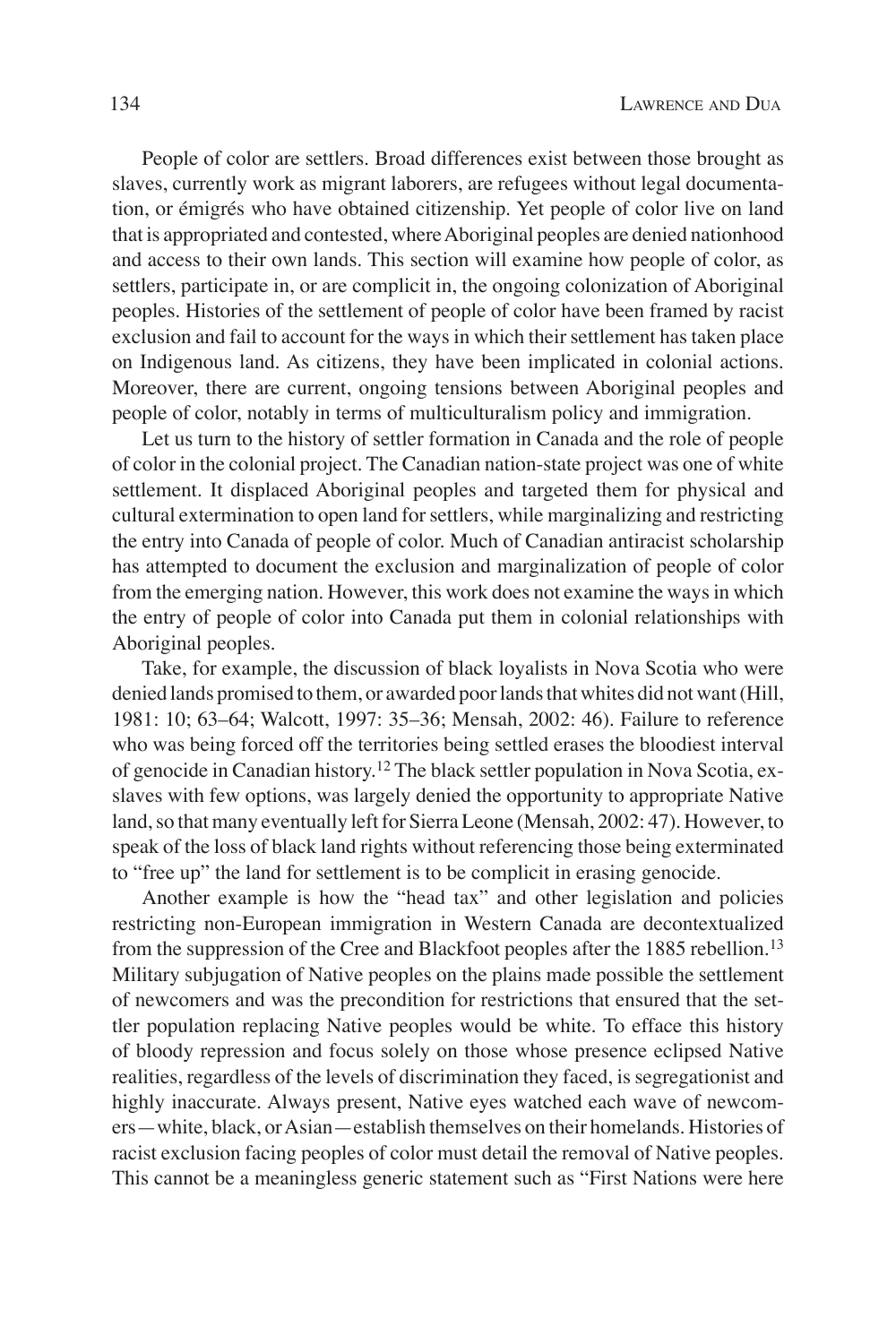People of color are settlers. Broad differences exist between those brought as slaves, currently work as migrant laborers, are refugees without legal documentation, or émigrés who have obtained citizenship. Yet people of color live on land that is appropriated and contested, where Aboriginal peoples are denied nationhood and access to their own lands. This section will examine how people of color, as settlers, participate in, or are complicit in, the ongoing colonization of Aboriginal peoples. Histories of the settlement of people of color have been framed by racist exclusion and fail to account for the ways in which their settlement has taken place on Indigenous land. As citizens, they have been implicated in colonial actions. Moreover, there are current, ongoing tensions between Aboriginal peoples and people of color, notably in terms of multiculturalism policy and immigration.

Let us turn to the history of settler formation in Canada and the role of people of color in the colonial project. The Canadian nation-state project was one of white settlement. It displaced Aboriginal peoples and targeted them for physical and cultural extermination to open land for settlers, while marginalizing and restricting the entry into Canada of people of color. Much of Canadian antiracist scholarship has attempted to document the exclusion and marginalization of people of color from the emerging nation. However, this work does not examine the ways in which the entry of people of color into Canada put them in colonial relationships with Aboriginal peoples.

Take, for example, the discussion of black loyalists in Nova Scotia who were denied lands promised to them, or awarded poor lands that whites did not want (Hill, 1981: 10; 63–64; Walcott, 1997: 35–36; Mensah, 2002: 46). Failure to reference who was being forced off the territories being settled erases the bloodiest interval of genocide in Canadian history.[12] The black settler population in Nova Scotia, ex-slaves with few options, was largely denied the opportunity to appropriate Native land, so that many eventually left for Sierra Leone (Mensah, 2002: 47). However, to speak of the loss of black land rights without referencing those being exterminated to "free up" the land for settlement is to be complicit in erasing genocide.

Another example is how the "head tax" and other legislation and policies restricting non-European immigration in Western Canada are decontextualized from the suppression of the Cree and Blackfoot peoples after the 1885 rebellion.[13] Military subjugation of Native peoples on the plains made possible the settlement of newcomers and was the precondition for restrictions that ensured that the settler population replacing Native peoples would be white. To efface this history of bloody repression and focus solely on those whose presence eclipsed Native realities, regardless of the levels of discrimination they faced, is segregationist and highly inaccurate. Always present, Native eyes watched each wave of newcomers—white, black, or Asian—establish themselves on their homelands. Histories of racist exclusion facing peoples of color must detail the removal of Native peoples. This cannot be a meaningless generic statement such as "First Nations were here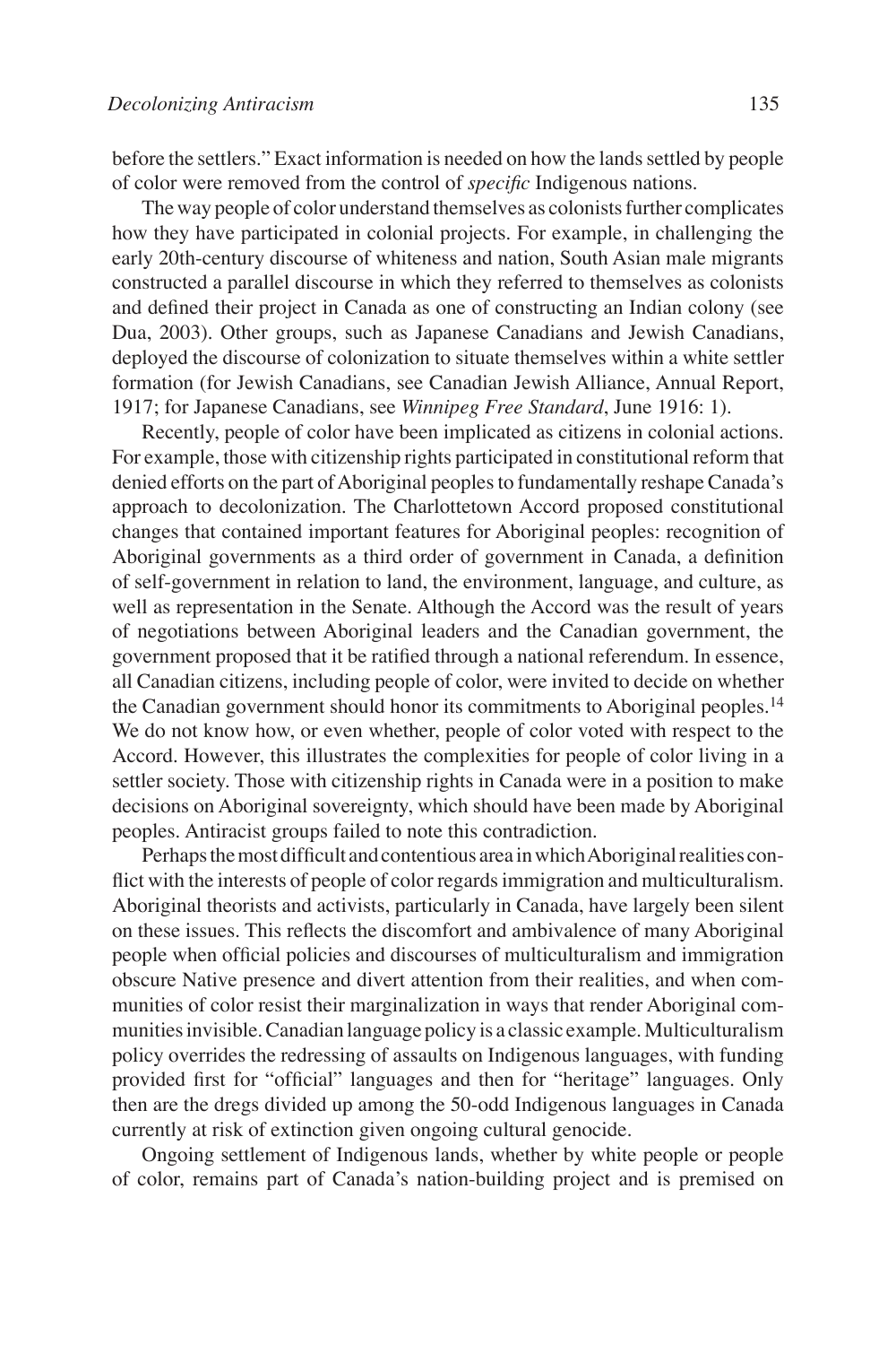before the settlers." Exact information is needed on how the lands settled by people of color were removed from the control of *specific* Indigenous nations.

The way people of color understand themselves as colonists further complicates how they have participated in colonial projects. For example, in challenging the early 20th-century discourse of whiteness and nation, South Asian male migrants constructed a parallel discourse in which they referred to themselves as colonists and defined their project in Canada as one of constructing an Indian colony (see Dua, 2003). Other groups, such as Japanese Canadians and Jewish Canadians, deployed the discourse of colonization to situate themselves within a white settler formation (for Jewish Canadians, see Canadian Jewish Alliance, Annual Report, 1917; for Japanese Canadians, see *Winnipeg Free Standard*, June 1916: 1).

Recently, people of color have been implicated as citizens in colonial actions. For example, those with citizenship rights participated in constitutional reform that denied efforts on the part of Aboriginal peoples to fundamentally reshape Canada's approach to decolonization. The Charlottetown Accord proposed constitutional changes that contained important features for Aboriginal peoples: recognition of Aboriginal governments as a third order of government in Canada, a definition of self-government in relation to land, the environment, language, and culture, as well as representation in the Senate. Although the Accord was the result of years of negotiations between Aboriginal leaders and the Canadian government, the government proposed that it be ratified through a national referendum. In essence, all Canadian citizens, including people of color, were invited to decide on whether the Canadian government should honor its commitments to Aboriginal peoples.[14] We do not know how, or even whether, people of color voted with respect to the Accord. However, this illustrates the complexities for people of color living in a settler society. Those with citizenship rights in Canada were in a position to make decisions on Aboriginal sovereignty, which should have been made by Aboriginal peoples. Antiracist groups failed to note this contradiction.

Perhaps the most difficult and contentious area in which Aboriginal realities conflict with the interests of people of color regards immigration and multiculturalism. Aboriginal theorists and activists, particularly in Canada, have largely been silent on these issues. This reflects the discomfort and ambivalence of many Aboriginal people when official policies and discourses of multiculturalism and immigration obscure Native presence and divert attention from their realities, and when communities of color resist their marginalization in ways that render Aboriginal communities invisible. Canadian language policy is a classic example. Multiculturalism policy overrides the redressing of assaults on Indigenous languages, with funding provided first for "official" languages and then for "heritage" languages. Only then are the dregs divided up among the 50-odd Indigenous languages in Canada currently at risk of extinction given ongoing cultural genocide.

Ongoing settlement of Indigenous lands, whether by white people or people of color, remains part of Canada's nation-building project and is premised on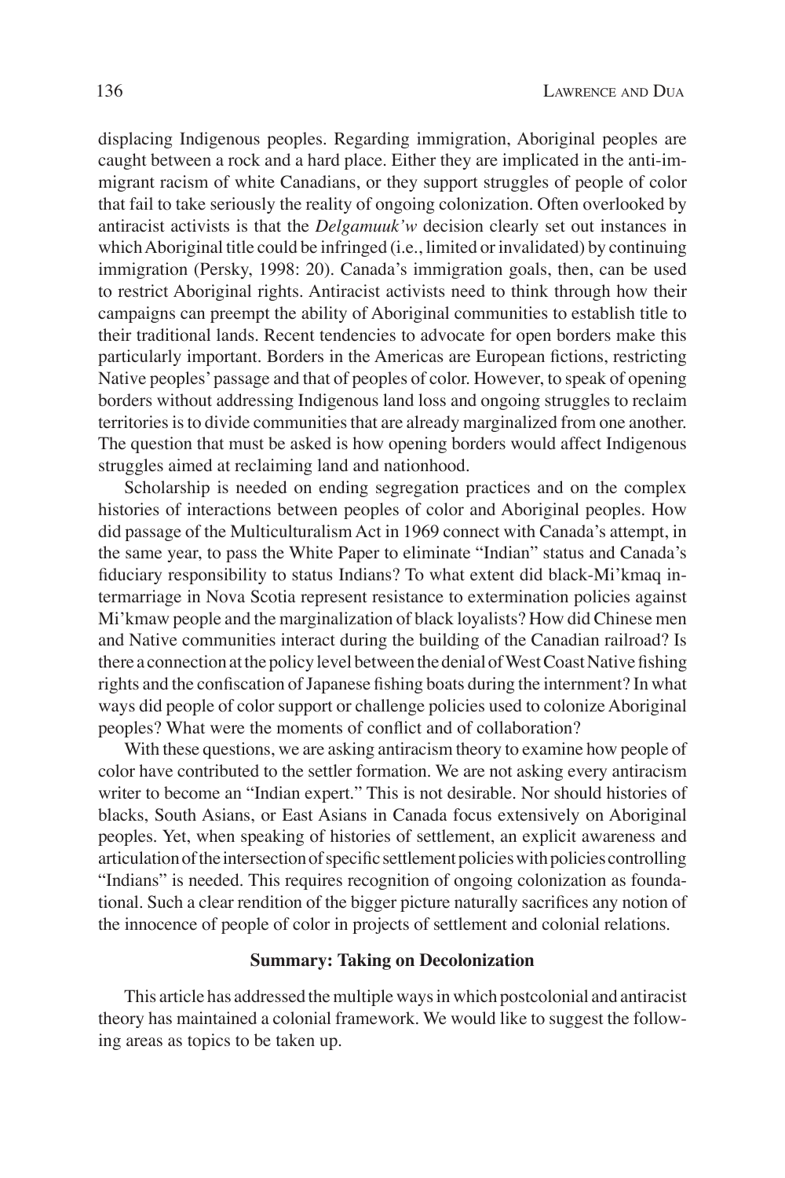displacing Indigenous peoples. Regarding immigration, Aboriginal peoples are caught between a rock and a hard place. Either they are implicated in the anti-immigrant racism of white Canadians, or they support struggles of people of color that fail to take seriously the reality of ongoing colonization. Often overlooked by antiracist activists is that the *Delgamuuk'w* decision clearly set out instances in which Aboriginal title could be infringed (i.e., limited or invalidated) by continuing immigration (Persky, 1998: 20). Canada's immigration goals, then, can be used to restrict Aboriginal rights. Antiracist activists need to think through how their campaigns can preempt the ability of Aboriginal communities to establish title to their traditional lands. Recent tendencies to advocate for open borders make this particularly important. Borders in the Americas are European fictions, restricting Native peoples' passage and that of peoples of color. However, to speak of opening borders without addressing Indigenous land loss and ongoing struggles to reclaim territories is to divide communities that are already marginalized from one another. The question that must be asked is how opening borders would affect Indigenous struggles aimed at reclaiming land and nationhood.

Scholarship is needed on ending segregation practices and on the complex histories of interactions between peoples of color and Aboriginal peoples. How did passage of the Multiculturalism Act in 1969 connect with Canada's attempt, in the same year, to pass the White Paper to eliminate "Indian" status and Canada's fiduciary responsibility to status Indians? To what extent did black-Mi'kmaq intermarriage in Nova Scotia represent resistance to extermination policies against Mi'kmaw people and the marginalization of black loyalists? How did Chinese men and Native communities interact during the building of the Canadian railroad? Is there a connection at the policy level between the denial of West Coast Native fishing rights and the confiscation of Japanese fishing boats during the internment? In what ways did people of color support or challenge policies used to colonize Aboriginal peoples? What were the moments of conflict and of collaboration?

With these questions, we are asking antiracism theory to examine how people of color have contributed to the settler formation. We are not asking every antiracism writer to become an "Indian expert." This is not desirable. Nor should histories of blacks, South Asians, or East Asians in Canada focus extensively on Aboriginal peoples. Yet, when speaking of histories of settlement, an explicit awareness and articulation of the intersection of specific settlement policies with policies controlling "Indians" is needed. This requires recognition of ongoing colonization as foundational. Such a clear rendition of the bigger picture naturally sacrifices any notion of the innocence of people of color in projects of settlement and colonial relations.

## Summary: Taking on Decolonization

This article has addressed the multiple ways in which postcolonial and antiracist theory has maintained a colonial framework. We would like to suggest the following areas as topics to be taken up.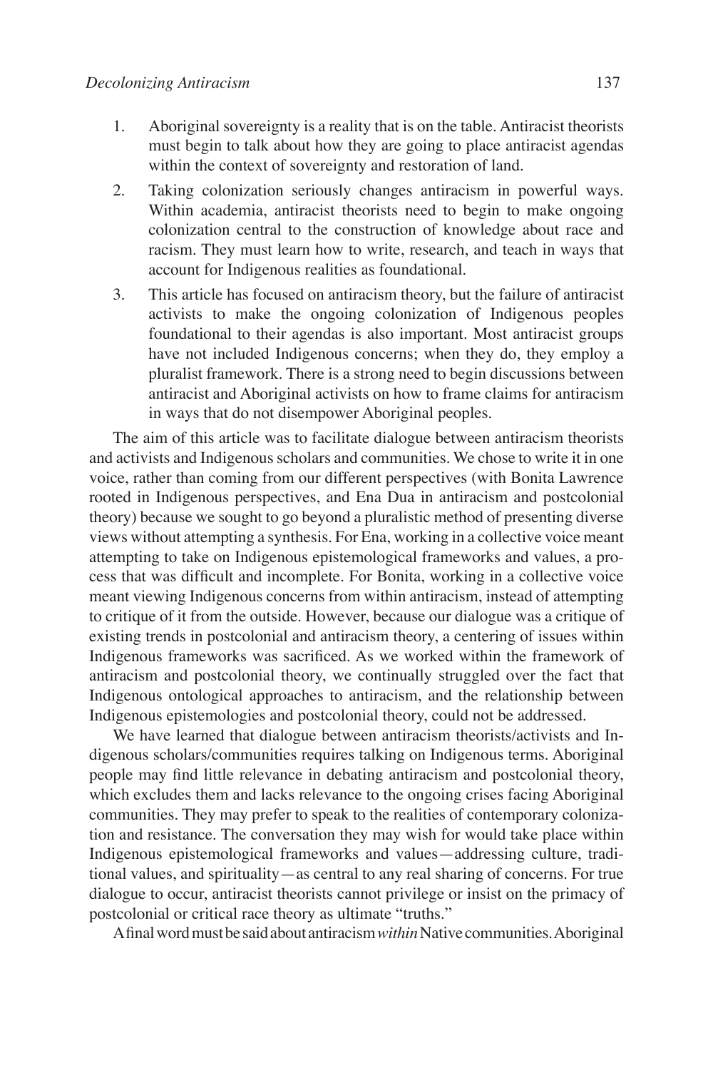1. Aboriginal sovereignty is a reality that is on the table. Antiracist theorists must begin to talk about how they are going to place antiracist agendas within the context of sovereignty and restoration of land.
2. Taking colonization seriously changes antiracism in powerful ways. Within academia, antiracist theorists need to begin to make ongoing colonization central to the construction of knowledge about race and racism. They must learn how to write, research, and teach in ways that account for Indigenous realities as foundational.
3. This article has focused on antiracism theory, but the failure of antiracist activists to make the ongoing colonization of Indigenous peoples foundational to their agendas is also important. Most antiracist groups have not included Indigenous concerns; when they do, they employ a pluralist framework. There is a strong need to begin discussions between antiracist and Aboriginal activists on how to frame claims for antiracism in ways that do not disempower Aboriginal peoples.

The aim of this article was to facilitate dialogue between antiracism theorists and activists and Indigenous scholars and communities. We chose to write it in one voice, rather than coming from our different perspectives (with Bonita Lawrence rooted in Indigenous perspectives, and Ena Dua in antiracism and postcolonial theory) because we sought to go beyond a pluralistic method of presenting diverse views without attempting a synthesis. For Ena, working in a collective voice meant attempting to take on Indigenous epistemological frameworks and values, a process that was difficult and incomplete. For Bonita, working in a collective voice meant viewing Indigenous concerns from within antiracism, instead of attempting to critique of it from the outside. However, because our dialogue was a critique of existing trends in postcolonial and antiracism theory, a centering of issues within Indigenous frameworks was sacrificed. As we worked within the framework of antiracism and postcolonial theory, we continually struggled over the fact that Indigenous ontological approaches to antiracism, and the relationship between Indigenous epistemologies and postcolonial theory, could not be addressed.

We have learned that dialogue between antiracism theorists/activists and Indigenous scholars/communities requires talking on Indigenous terms. Aboriginal people may find little relevance in debating antiracism and postcolonial theory, which excludes them and lacks relevance to the ongoing crises facing Aboriginal communities. They may prefer to speak to the realities of contemporary colonization and resistance. The conversation they may wish for would take place within Indigenous epistemological frameworks and values—addressing culture, traditional values, and spirituality—as central to any real sharing of concerns. For true dialogue to occur, antiracist theorists cannot privilege or insist on the primacy of postcolonial or critical race theory as ultimate "truths."

A final word must be said about antiracism *within* Native communities. Aboriginal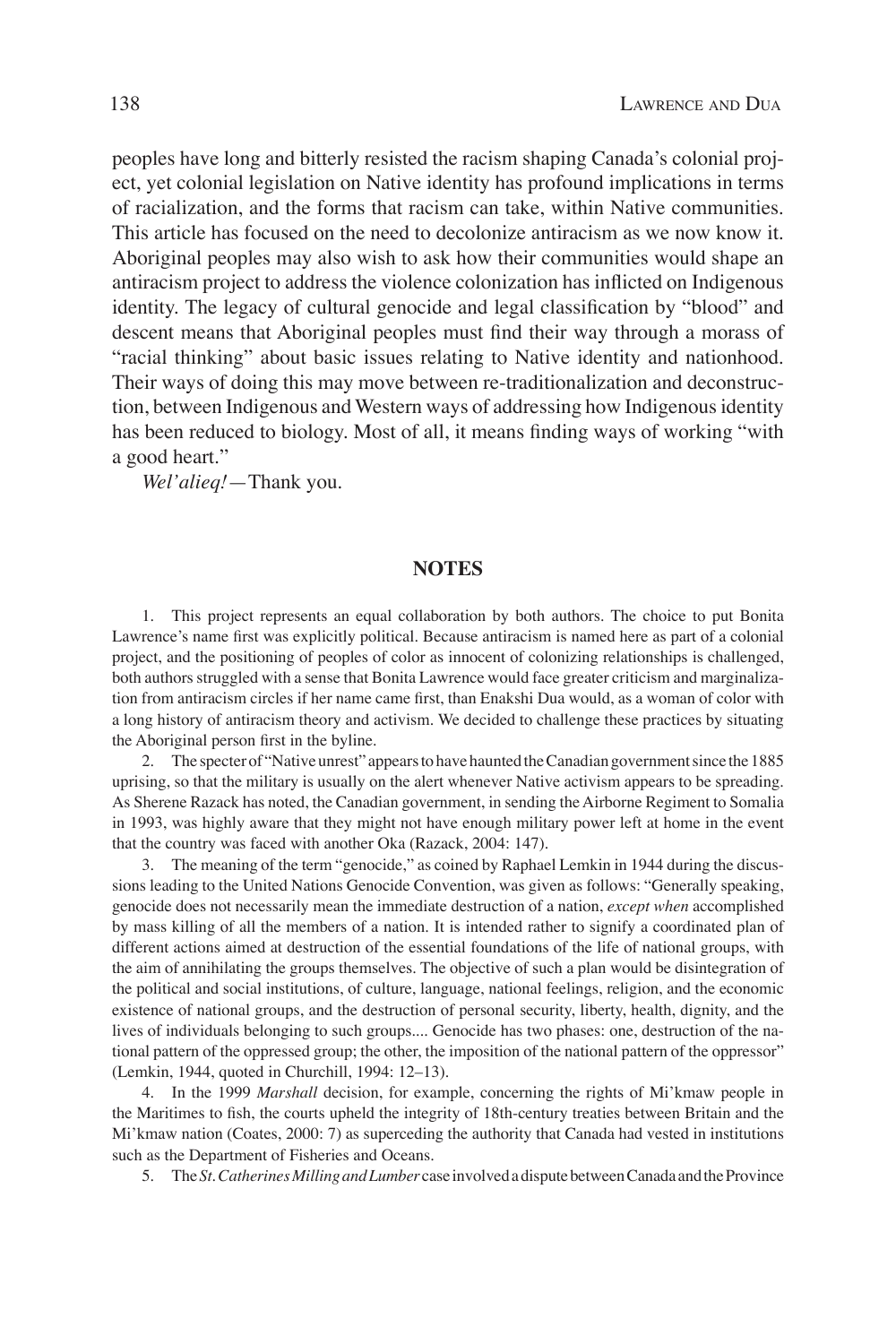peoples have long and bitterly resisted the racism shaping Canada's colonial project, yet colonial legislation on Native identity has profound implications in terms of racialization, and the forms that racism can take, within Native communities. This article has focused on the need to decolonize antiracism as we now know it. Aboriginal peoples may also wish to ask how their communities would shape an antiracism project to address the violence colonization has inflicted on Indigenous identity. The legacy of cultural genocide and legal classification by "blood" and descent means that Aboriginal peoples must find their way through a morass of "racial thinking" about basic issues relating to Native identity and nationhood. Their ways of doing this may move between re-traditionalization and deconstruction, between Indigenous and Western ways of addressing how Indigenous identity has been reduced to biology. Most of all, it means finding ways of working "with a good heart."

*Wel'alieq!*—Thank you.

## NOTES

1. This project represents an equal collaboration by both authors. The choice to put Bonita Lawrence's name first was explicitly political. Because antiracism is named here as part of a colonial project, and the positioning of peoples of color as innocent of colonizing relationships is challenged, both authors struggled with a sense that Bonita Lawrence would face greater criticism and marginalization from antiracism circles if her name came first, than Enakshi Dua would, as a woman of color with a long history of antiracism theory and activism. We decided to challenge these practices by situating the Aboriginal person first in the byline.

2. The specter of "Native unrest" appears to have haunted the Canadian government since the 1885 uprising, so that the military is usually on the alert whenever Native activism appears to be spreading. As Sherene Razack has noted, the Canadian government, in sending the Airborne Regiment to Somalia in 1993, was highly aware that they might not have enough military power left at home in the event that the country was faced with another Oka (Razack, 2004: 147).

3. The meaning of the term "genocide," as coined by Raphael Lemkin in 1944 during the discussions leading to the United Nations Genocide Convention, was given as follows: "Generally speaking, genocide does not necessarily mean the immediate destruction of a nation, *except when* accomplished by mass killing of all the members of a nation. It is intended rather to signify a coordinated plan of different actions aimed at destruction of the essential foundations of the life of national groups, with the aim of annihilating the groups themselves. The objective of such a plan would be disintegration of the political and social institutions, of culture, language, national feelings, religion, and the economic existence of national groups, and the destruction of personal security, liberty, health, dignity, and the lives of individuals belonging to such groups.... Genocide has two phases: one, destruction of the national pattern of the oppressed group; the other, the imposition of the national pattern of the oppressor" (Lemkin, 1944, quoted in Churchill, 1994: 12–13).

4. In the 1999 *Marshall* decision, for example, concerning the rights of Mi'kmaw people in the Maritimes to fish, the courts upheld the integrity of 18th-century treaties between Britain and the Mi'kmaw nation (Coates, 2000: 7) as superceding the authority that Canada had vested in institutions such as the Department of Fisheries and Oceans.

5. The *St. Catherines Milling and Lumber* case involved a dispute between Canada and the Province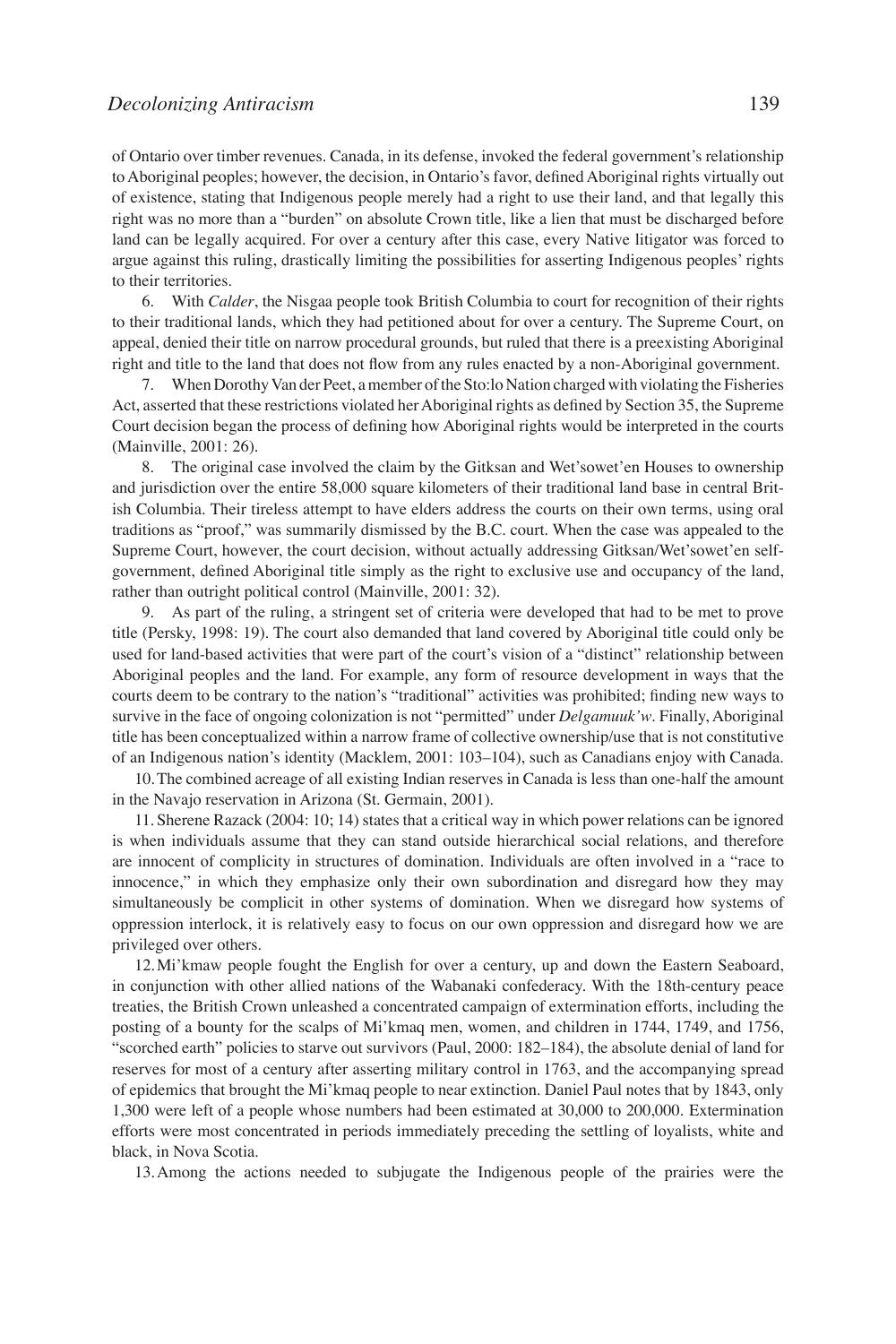of Ontario over timber revenues. Canada, in its defense, invoked the federal government's relationship to Aboriginal peoples; however, the decision, in Ontario's favor, defined Aboriginal rights virtually out of existence, stating that Indigenous people merely had a right to use their land, and that legally this right was no more than a "burden" on absolute Crown title, like a lien that must be discharged before land can be legally acquired. For over a century after this case, every Native litigator was forced to argue against this ruling, drastically limiting the possibilities for asserting Indigenous peoples' rights to their territories.

6. With *Calder*, the Nisgaa people took British Columbia to court for recognition of their rights to their traditional lands, which they had petitioned about for over a century. The Supreme Court, on appeal, denied their title on narrow procedural grounds, but ruled that there is a preexisting Aboriginal right and title to the land that does not flow from any rules enacted by a non-Aboriginal government.

7. When Dorothy Van der Peet, a member of the Sto:lo Nation charged with violating the Fisheries Act, asserted that these restrictions violated her Aboriginal rights as defined by Section 35, the Supreme Court decision began the process of defining how Aboriginal rights would be interpreted in the courts (Mainville, 2001: 26).

8. The original case involved the claim by the Gitksan and Wet'sowet'en Houses to ownership and jurisdiction over the entire 58,000 square kilometers of their traditional land base in central British Columbia. Their tireless attempt to have elders address the courts on their own terms, using oral traditions as "proof," was summarily dismissed by the B.C. court. When the case was appealed to the Supreme Court, however, the court decision, without actually addressing Gitksan/Wet'sowet'en self-government, defined Aboriginal title simply as the right to exclusive use and occupancy of the land, rather than outright political control (Mainville, 2001: 32).

9. As part of the ruling, a stringent set of criteria were developed that had to be met to prove title (Persky, 1998: 19). The court also demanded that land covered by Aboriginal title could only be used for land-based activities that were part of the court's vision of a "distinct" relationship between Aboriginal peoples and the land. For example, any form of resource development in ways that the courts deem to be contrary to the nation's "traditional" activities was prohibited; finding new ways to survive in the face of ongoing colonization is not "permitted" under *Delgamuuk'w*. Finally, Aboriginal title has been conceptualized within a narrow frame of collective ownership/use that is not constitutive of an Indigenous nation's identity (Macklem, 2001: 103–104), such as Canadians enjoy with Canada.

10. The combined acreage of all existing Indian reserves in Canada is less than one-half the amount in the Navajo reservation in Arizona (St. Germain, 2001).

11. Sherene Razack (2004: 10; 14) states that a critical way in which power relations can be ignored is when individuals assume that they can stand outside hierarchical social relations, and therefore are innocent of complicity in structures of domination. Individuals are often involved in a "race to innocence," in which they emphasize only their own subordination and disregard how they may simultaneously be complicit in other systems of domination. When we disregard how systems of oppression interlock, it is relatively easy to focus on our own oppression and disregard how we are privileged over others.

12. Mi'kmaw people fought the English for over a century, up and down the Eastern Seaboard, in conjunction with other allied nations of the Wabanaki confederacy. With the 18th-century peace treaties, the British Crown unleashed a concentrated campaign of extermination efforts, including the posting of a bounty for the scalps of Mi'kmaq men, women, and children in 1744, 1749, and 1756, "scorched earth" policies to starve out survivors (Paul, 2000: 182–184), the absolute denial of land for reserves for most of a century after asserting military control in 1763, and the accompanying spread of epidemics that brought the Mi'kmaq people to near extinction. Daniel Paul notes that by 1843, only 1,300 were left of a people whose numbers had been estimated at 30,000 to 200,000. Extermination efforts were most concentrated in periods immediately preceding the settling of loyalists, white and black, in Nova Scotia.

13. Among the actions needed to subjugate the Indigenous people of the prairies were the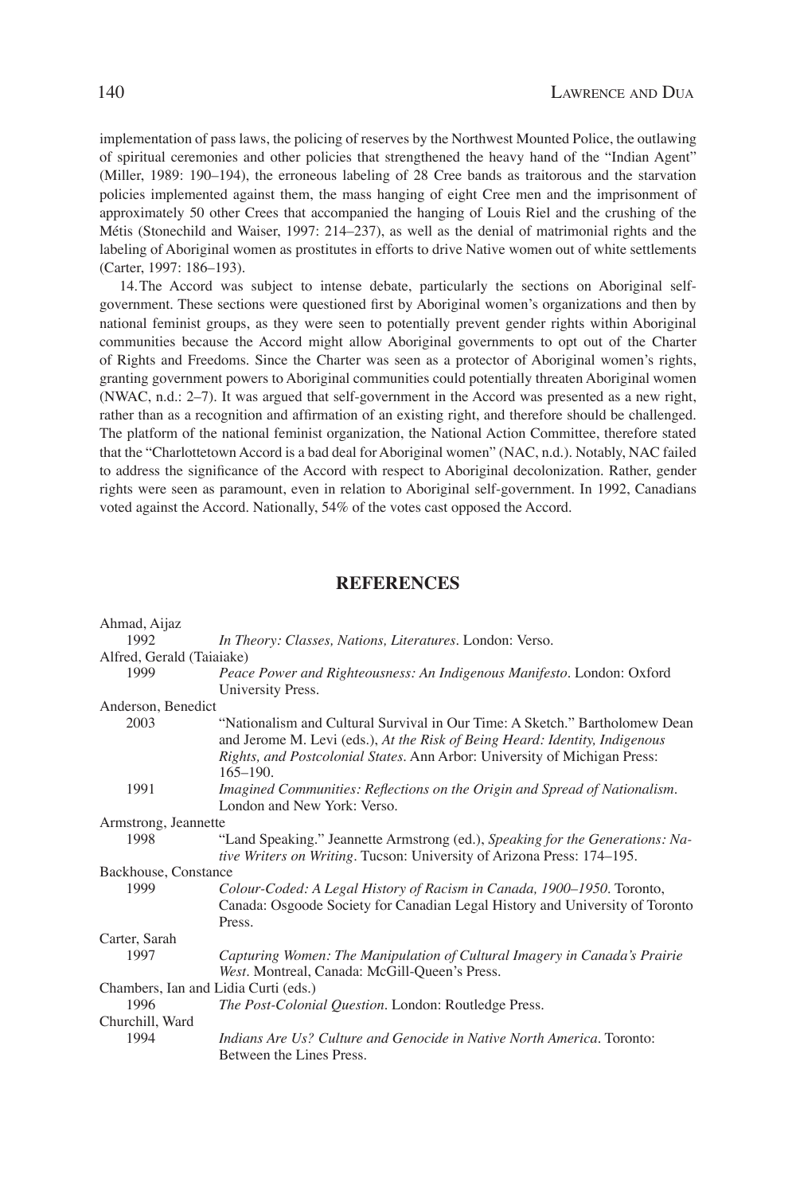implementation of pass laws, the policing of reserves by the Northwest Mounted Police, the outlawing of spiritual ceremonies and other policies that strengthened the heavy hand of the "Indian Agent" (Miller, 1989: 190–194), the erroneous labeling of 28 Cree bands as traitorous and the starvation policies implemented against them, the mass hanging of eight Cree men and the imprisonment of approximately 50 other Crees that accompanied the hanging of Louis Riel and the crushing of the Métis (Stonechild and Waiser, 1997: 214–237), as well as the denial of matrimonial rights and the labeling of Aboriginal women as prostitutes in efforts to drive Native women out of white settlements (Carter, 1997: 186–193).

14. The Accord was subject to intense debate, particularly the sections on Aboriginal self-government. These sections were questioned first by Aboriginal women's organizations and then by national feminist groups, as they were seen to potentially prevent gender rights within Aboriginal communities because the Accord might allow Aboriginal governments to opt out of the Charter of Rights and Freedoms. Since the Charter was seen as a protector of Aboriginal women's rights, granting government powers to Aboriginal communities could potentially threaten Aboriginal women (NWAC, n.d.: 2–7). It was argued that self-government in the Accord was presented as a new right, rather than as a recognition and affirmation of an existing right, and therefore should be challenged. The platform of the national feminist organization, the National Action Committee, therefore stated that the "Charlottetown Accord is a bad deal for Aboriginal women" (NAC, n.d.). Notably, NAC failed to address the significance of the Accord with respect to Aboriginal decolonization. Rather, gender rights were seen as paramount, even in relation to Aboriginal self-government. In 1992, Canadians voted against the Accord. Nationally, 54% of the votes cast opposed the Accord.

## REFERENCES

Ahmad, Aijaz
- 1992 *In Theory: Classes, Nations, Literatures*. London: Verso.

Alfred, Gerald (Taiaiake)
- 1999 *Peace Power and Righteousness: An Indigenous Manifesto*. London: Oxford University Press.

Anderson, Benedict
- 2003 "Nationalism and Cultural Survival in Our Time: A Sketch." Bartholomew Dean and Jerome M. Levi (eds.), *At the Risk of Being Heard: Identity, Indigenous Rights, and Postcolonial States*. Ann Arbor: University of Michigan Press: 165–190.
- 1991 *Imagined Communities: Reflections on the Origin and Spread of Nationalism*. London and New York: Verso.

Armstrong, Jeannette
- 1998 "Land Speaking." Jeannette Armstrong (ed.), *Speaking for the Generations: Native Writers on Writing*. Tucson: University of Arizona Press: 174–195.

Backhouse, Constance
- 1999 *Colour-Coded: A Legal History of Racism in Canada, 1900–1950*. Toronto, Canada: Osgoode Society for Canadian Legal History and University of Toronto Press.

Carter, Sarah
- 1997 *Capturing Women: The Manipulation of Cultural Imagery in Canada's Prairie West*. Montreal, Canada: McGill-Queen's Press.

Chambers, Ian and Lidia Curti (eds.)
- 1996 *The Post-Colonial Question*. London: Routledge Press.

Churchill, Ward
- 1994 *Indians Are Us? Culture and Genocide in Native North America*. Toronto: Between the Lines Press.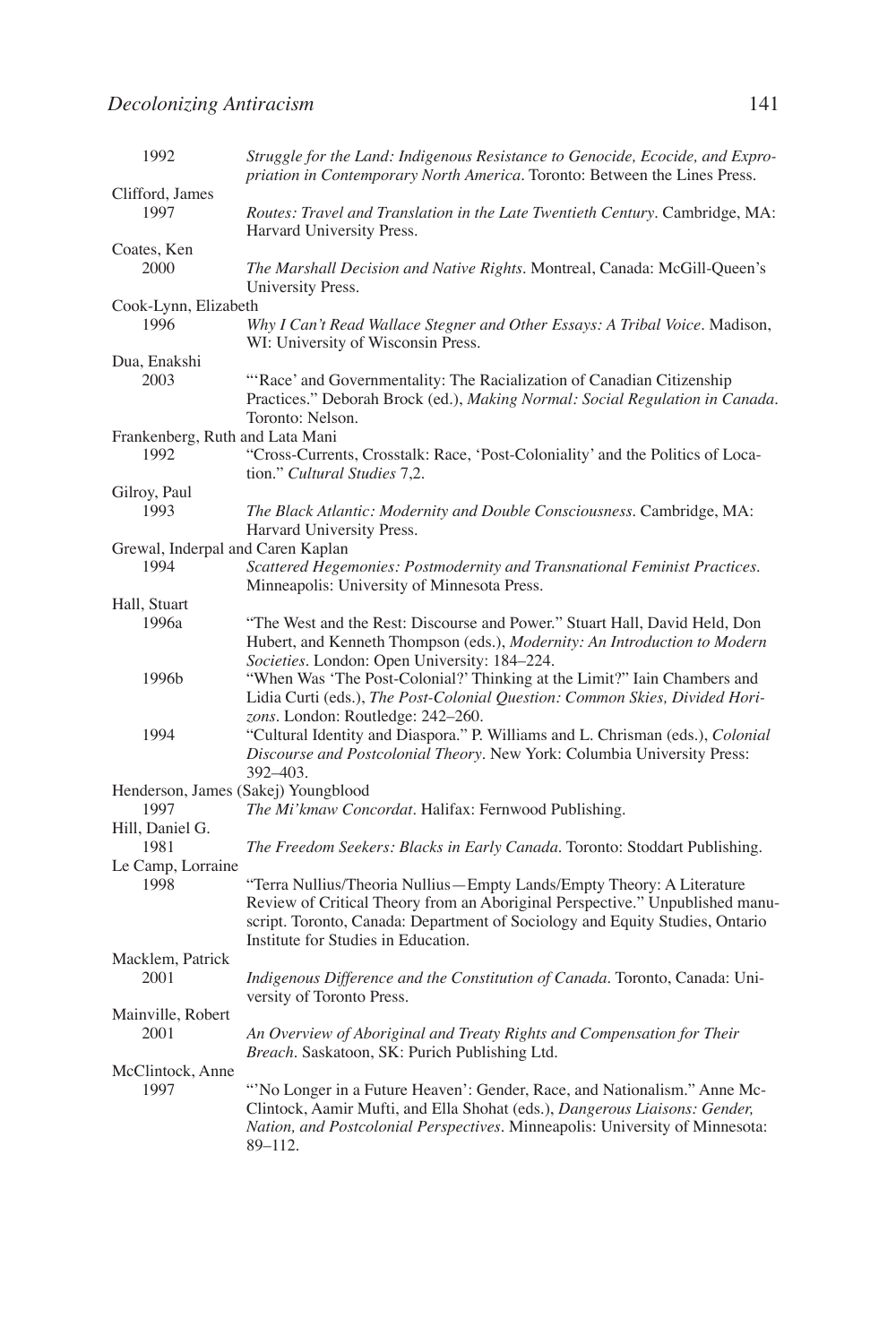1992
: *Struggle for the Land: Indigenous Resistance to Genocide, Ecocide, and Expropriation in Contemporary North America*. Toronto: Between the Lines Press.

Clifford, James

1997
: *Routes: Travel and Translation in the Late Twentieth Century*. Cambridge, MA: Harvard University Press.

Coates, Ken

2000
: *The Marshall Decision and Native Rights*. Montreal, Canada: McGill-Queen's University Press.

Cook-Lynn, Elizabeth

1996
: *Why I Can't Read Wallace Stegner and Other Essays: A Tribal Voice*. Madison, WI: University of Wisconsin Press.

Dua, Enakshi

2003
: "'Race' and Governmentality: The Racialization of Canadian Citizenship Practices." Deborah Brock (ed.), *Making Normal: Social Regulation in Canada*. Toronto: Nelson.

Frankenberg, Ruth and Lata Mani

1992
: "Cross-Currents, Crosstalk: Race, 'Post-Coloniality' and the Politics of Location." *Cultural Studies* 7,2.

Gilroy, Paul

1993
: *The Black Atlantic: Modernity and Double Consciousness*. Cambridge, MA: Harvard University Press.

Grewal, Inderpal and Caren Kaplan

1994
: *Scattered Hegemonies: Postmodernity and Transnational Feminist Practices*. Minneapolis: University of Minnesota Press.

Hall, Stuart

1996a
: "The West and the Rest: Discourse and Power." Stuart Hall, David Held, Don Hubert, and Kenneth Thompson (eds.), *Modernity: An Introduction to Modern Societies*. London: Open University: 184–224.

1996b
: "When Was 'The Post-Colonial?' Thinking at the Limit?" Iain Chambers and Lidia Curti (eds.), *The Post-Colonial Question: Common Skies, Divided Horizons*. London: Routledge: 242–260.

1994
: "Cultural Identity and Diaspora." P. Williams and L. Chrisman (eds.), *Colonial Discourse and Postcolonial Theory*. New York: Columbia University Press: 392–403.

Henderson, James (Sakej) Youngblood

1997
: *The Mi'kmaw Concordat*. Halifax: Fernwood Publishing.

Hill, Daniel G.

1981
: *The Freedom Seekers: Blacks in Early Canada*. Toronto: Stoddart Publishing.

Le Camp, Lorraine

1998
: "Terra Nullius/Theoria Nullius—Empty Lands/Empty Theory: A Literature Review of Critical Theory from an Aboriginal Perspective." Unpublished manuscript. Toronto, Canada: Department of Sociology and Equity Studies, Ontario Institute for Studies in Education.

Macklem, Patrick

2001
: *Indigenous Difference and the Constitution of Canada*. Toronto, Canada: University of Toronto Press.

Mainville, Robert

2001
: *An Overview of Aboriginal and Treaty Rights and Compensation for Their Breach*. Saskatoon, SK: Purich Publishing Ltd.

McClintock, Anne

1997
: "'No Longer in a Future Heaven': Gender, Race, and Nationalism." Anne McClintock, Aamir Mufti, and Ella Shohat (eds.), *Dangerous Liaisons: Gender, Nation, and Postcolonial Perspectives*. Minneapolis: University of Minnesota: 89–112.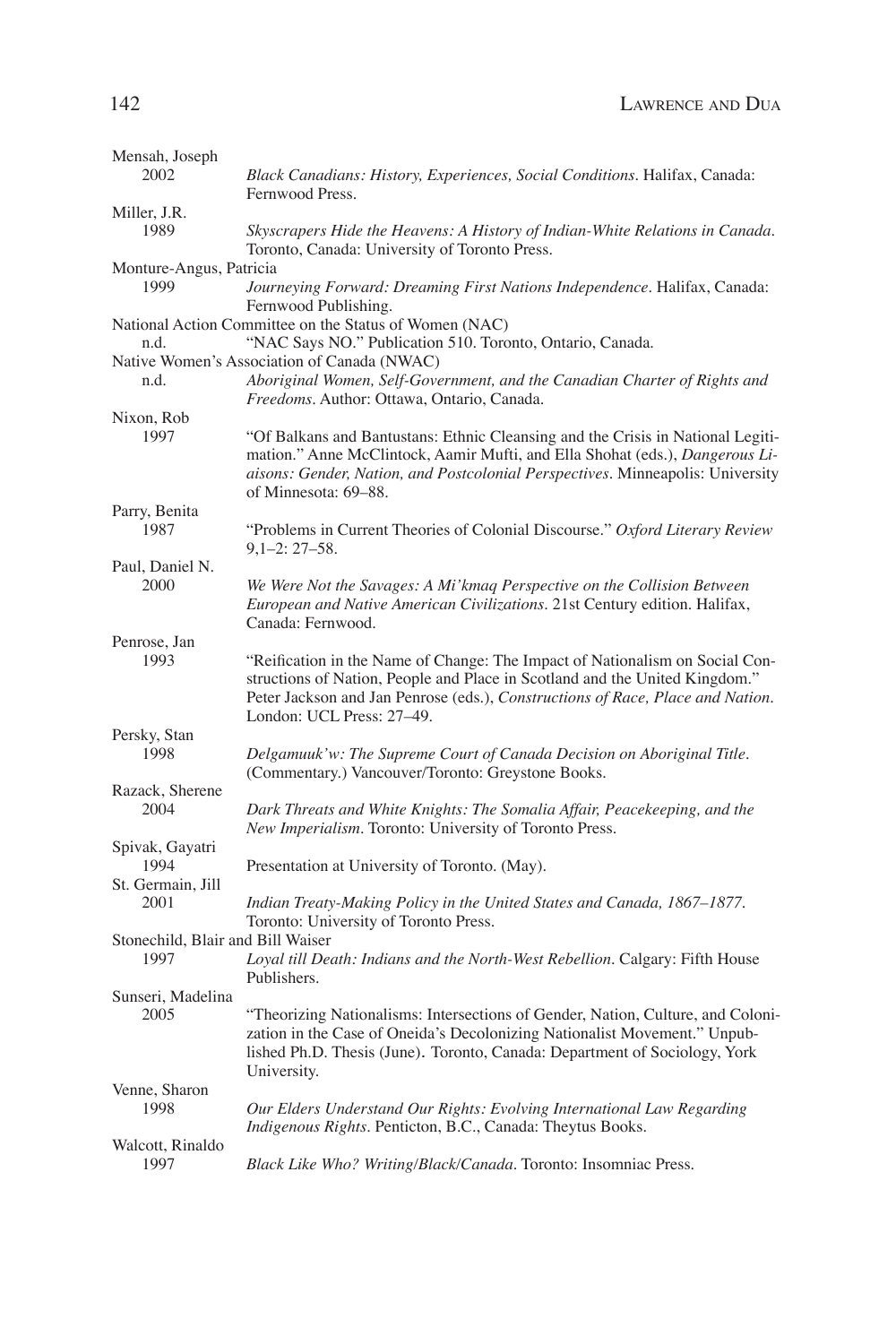Mensah, Joseph
2002 *Black Canadians: History, Experiences, Social Conditions*. Halifax, Canada: Fernwood Press.

Miller, J.R.
1989 *Skyscrapers Hide the Heavens: A History of Indian-White Relations in Canada*. Toronto, Canada: University of Toronto Press.

Monture-Angus, Patricia
1999 *Journeying Forward: Dreaming First Nations Independence*. Halifax, Canada: Fernwood Publishing.

National Action Committee on the Status of Women (NAC)
n.d. "NAC Says NO." Publication 510. Toronto, Ontario, Canada.

Native Women's Association of Canada (NWAC)
n.d. *Aboriginal Women, Self-Government, and the Canadian Charter of Rights and Freedoms*. Author: Ottawa, Ontario, Canada.

Nixon, Rob
1997 "Of Balkans and Bantustans: Ethnic Cleansing and the Crisis in National Legitimation." Anne McClintock, Aamir Mufti, and Ella Shohat (eds.), *Dangerous Liaisons: Gender, Nation, and Postcolonial Perspectives*. Minneapolis: University of Minnesota: 69–88.

Parry, Benita
1987 "Problems in Current Theories of Colonial Discourse." *Oxford Literary Review* 9,1–2: 27–58.

Paul, Daniel N.
2000 *We Were Not the Savages: A Mi'kmaq Perspective on the Collision Between European and Native American Civilizations*. 21st Century edition. Halifax, Canada: Fernwood.

Penrose, Jan
1993 "Reification in the Name of Change: The Impact of Nationalism on Social Constructions of Nation, People and Place in Scotland and the United Kingdom." Peter Jackson and Jan Penrose (eds.), *Constructions of Race, Place and Nation*. London: UCL Press: 27–49.

Persky, Stan
1998 *Delgamuuk'w: The Supreme Court of Canada Decision on Aboriginal Title*. (Commentary.) Vancouver/Toronto: Greystone Books.

Razack, Sherene
2004 *Dark Threats and White Knights: The Somalia Affair, Peacekeeping, and the New Imperialism*. Toronto: University of Toronto Press.

Spivak, Gayatri
1994 Presentation at University of Toronto. (May).

St. Germain, Jill
2001 *Indian Treaty-Making Policy in the United States and Canada, 1867–1877*. Toronto: University of Toronto Press.

Stonechild, Blair and Bill Waiser
1997 *Loyal till Death: Indians and the North-West Rebellion*. Calgary: Fifth House Publishers.

Sunseri, Madelina
2005 "Theorizing Nationalisms: Intersections of Gender, Nation, Culture, and Colonization in the Case of Oneida's Decolonizing Nationalist Movement." Unpublished Ph.D. Thesis (June). Toronto, Canada: Department of Sociology, York University.

Venne, Sharon
1998 *Our Elders Understand Our Rights: Evolving International Law Regarding Indigenous Rights*. Penticton, B.C., Canada: Theytus Books.

Walcott, Rinaldo
1997 *Black Like Who? Writing/Black/Canada*. Toronto: Insomniac Press.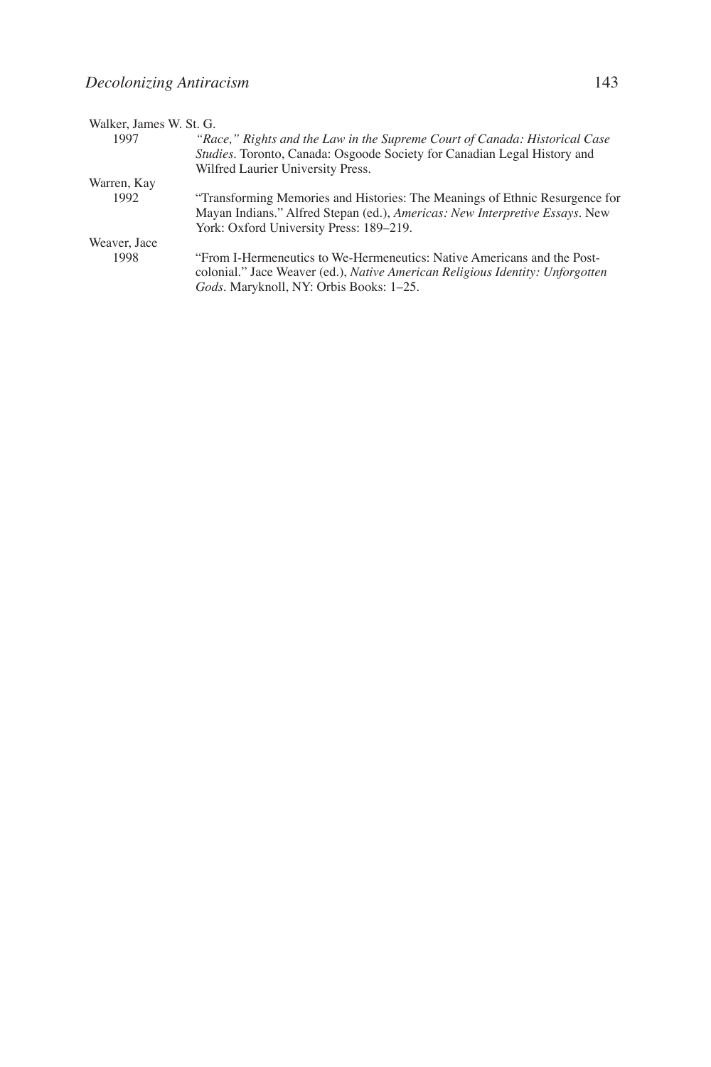Walker, James W. St. G.

1997 *"Race," Rights and the Law in the Supreme Court of Canada: Historical Case Studies*. Toronto, Canada: Osgoode Society for Canadian Legal History and Wilfred Laurier University Press.

Warren, Kay

1992 "Transforming Memories and Histories: The Meanings of Ethnic Resurgence for Mayan Indians." Alfred Stepan (ed.), *Americas: New Interpretive Essays*. New York: Oxford University Press: 189–219.

Weaver, Jace

1998 "From I-Hermeneutics to We-Hermeneutics: Native Americans and the Post-colonial." Jace Weaver (ed.), *Native American Religious Identity: Unforgotten Gods*. Maryknoll, NY: Orbis Books: 1–25.